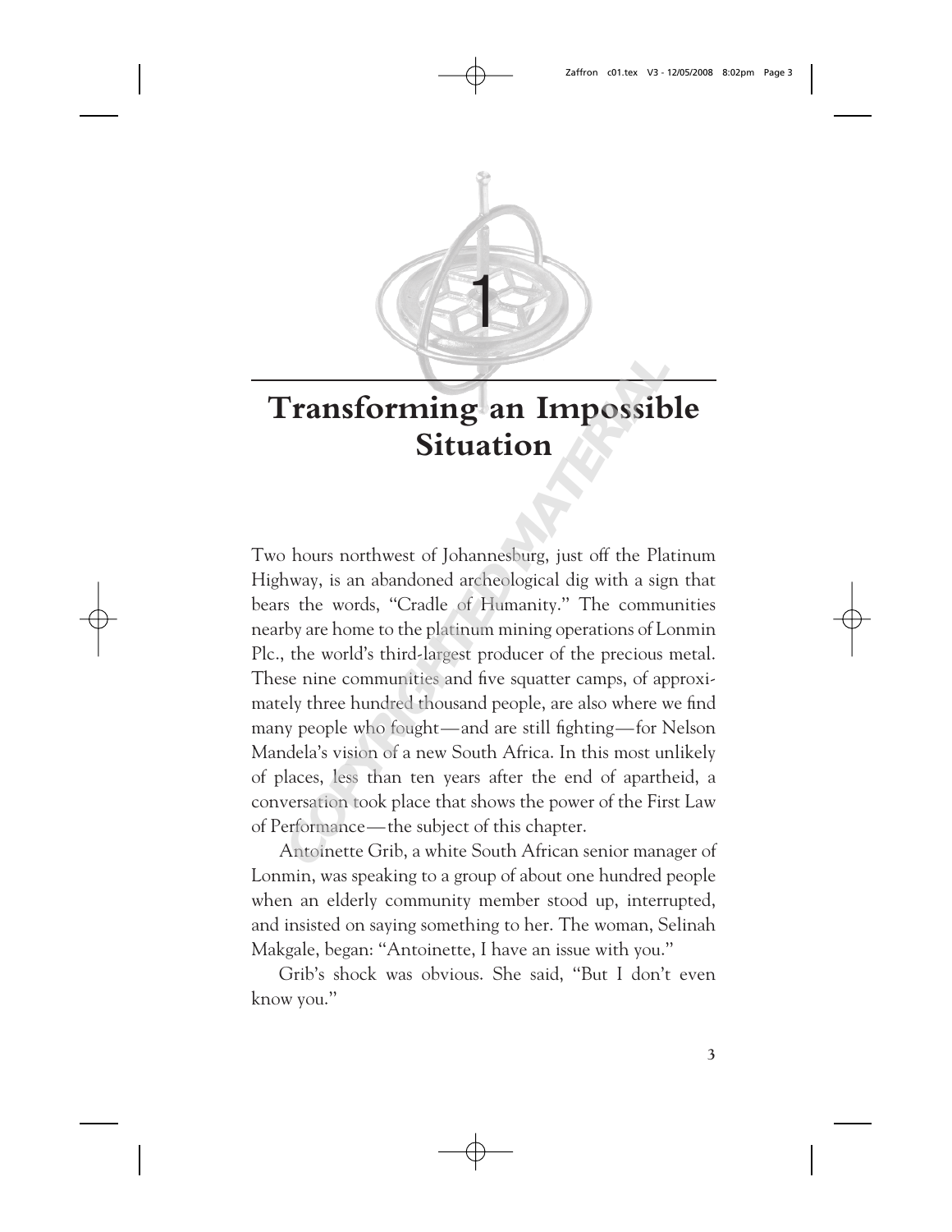# 1

# Transforming an Impossible Situation

Two hours northwest of Johannesburg, just off the Platinum Highway, is an abandoned archeological dig with a sign that bears the words, "Cradle of Humanity." The communities nearby are home to the platinum mining operations of Lonmin Plc., the world's third-largest producer of the precious metal. These nine communities and five squatter camps, of approximately three hundred thousand people, are also where we find many people who fought—and are still fighting—for Nelson Mandela's vision of a new South Africa. In this most unlikely of places, less than ten years after the end of apartheid, a conversation took place that shows the power of the First Law of Performance—the subject of this chapter.

Antoinette Grib, a white South African senior manager of Lonmin, was speaking to a group of about one hundred people when an elderly community member stood up, interrupted, and insisted on saying something to her. The woman, Selinah Makgale, began: "Antoinette, I have an issue with you."

Grib's shock was obvious. She said, "But I don't even know you."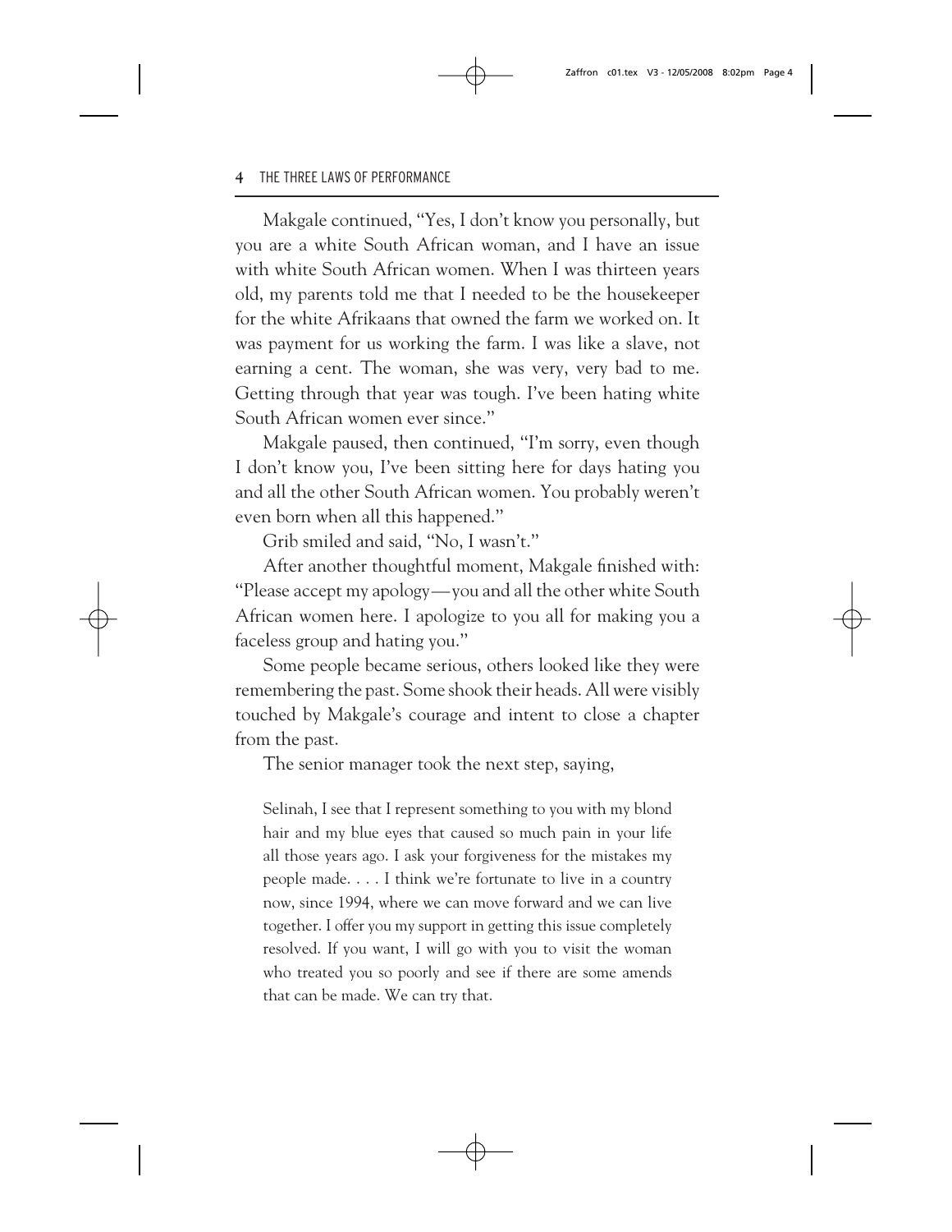Makgale continued, "Yes, I don't know you personally, but you are a white South African woman, and I have an issue with white South African women. When I was thirteen years old, my parents told me that I needed to be the housekeeper for the white Afrikaans that owned the farm we worked on. It was payment for us working the farm. I was like a slave, not earning a cent. The woman, she was very, very bad to me. Getting through that year was tough. I've been hating white South African women ever since."

Makgale paused, then continued, "I'm sorry, even though I don't know you, I've been sitting here for days hating you and all the other South African women. You probably weren't even born when all this happened."

Grib smiled and said, "No, I wasn't."

After another thoughtful moment, Makgale finished with: "Please accept my apology—you and all the other white South African women here. I apologize to you all for making you a faceless group and hating you."

Some people became serious, others looked like they were remembering the past. Some shook their heads. All were visibly touched by Makgale's courage and intent to close a chapter from the past.

The senior manager took the next step, saying,

> Selinah, I see that I represent something to you with my blond hair and my blue eyes that caused so much pain in your life all those years ago. I ask your forgiveness for the mistakes my people made. . . . I think we're fortunate to live in a country now, since 1994, where we can move forward and we can live together. I offer you my support in getting this issue completely resolved. If you want, I will go with you to visit the woman who treated you so poorly and see if there are some amends that can be made. We can try that.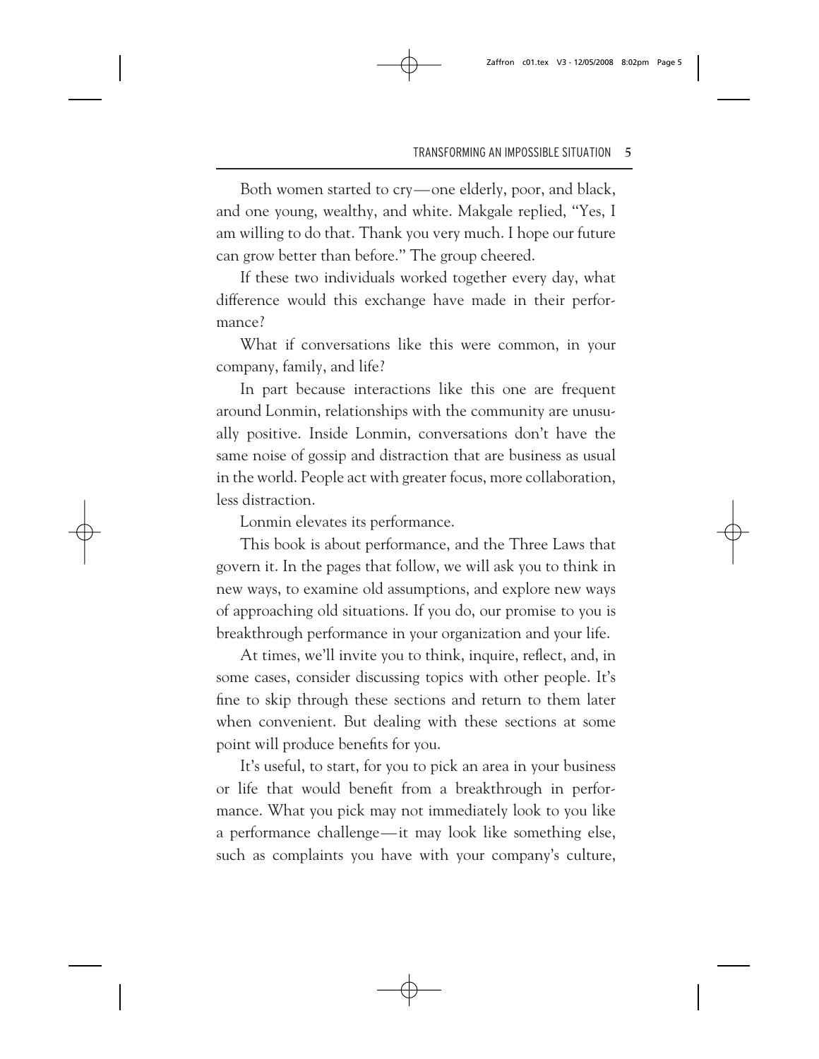Both women started to cry—one elderly, poor, and black, and one young, wealthy, and white. Makgale replied, "Yes, I am willing to do that. Thank you very much. I hope our future can grow better than before." The group cheered.

If these two individuals worked together every day, what difference would this exchange have made in their performance?

What if conversations like this were common, in your company, family, and life?

In part because interactions like this one are frequent around Lonmin, relationships with the community are unusually positive. Inside Lonmin, conversations don't have the same noise of gossip and distraction that are business as usual in the world. People act with greater focus, more collaboration, less distraction.

Lonmin elevates its performance.

This book is about performance, and the Three Laws that govern it. In the pages that follow, we will ask you to think in new ways, to examine old assumptions, and explore new ways of approaching old situations. If you do, our promise to you is breakthrough performance in your organization and your life.

At times, we'll invite you to think, inquire, reflect, and, in some cases, consider discussing topics with other people. It's fine to skip through these sections and return to them later when convenient. But dealing with these sections at some point will produce benefits for you.

It's useful, to start, for you to pick an area in your business or life that would benefit from a breakthrough in performance. What you pick may not immediately look to you like a performance challenge—it may look like something else, such as complaints you have with your company's culture,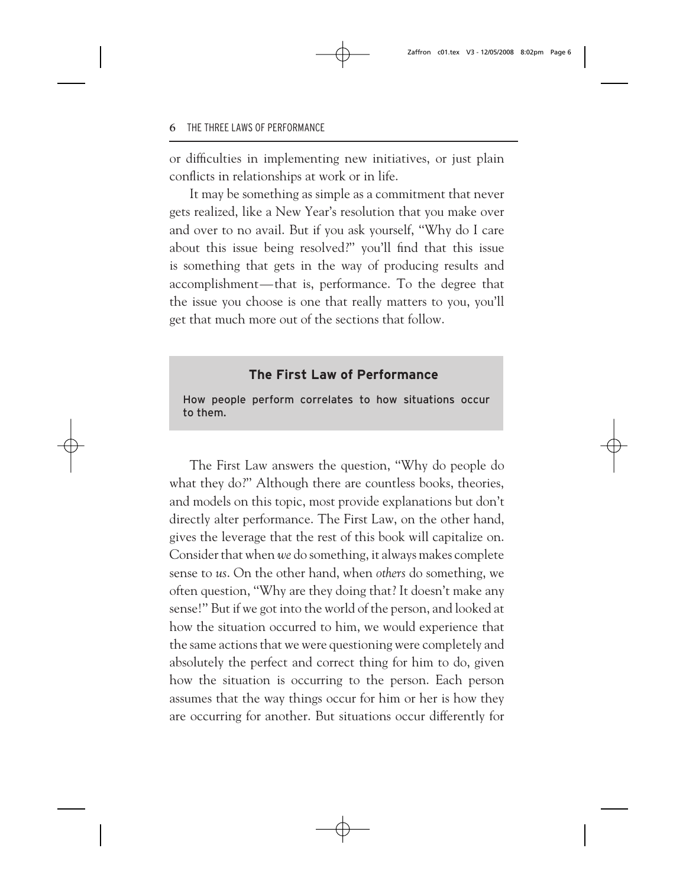or difficulties in implementing new initiatives, or just plain conflicts in relationships at work or in life.

It may be something as simple as a commitment that never gets realized, like a New Year's resolution that you make over and over to no avail. But if you ask yourself, "Why do I care about this issue being resolved?" you'll find that this issue is something that gets in the way of producing results and accomplishment—that is, performance. To the degree that the issue you choose is one that really matters to you, you'll get that much more out of the sections that follow.

> **The First Law of Performance**
>
> How people perform correlates to how situations occur to them.

The First Law answers the question, "Why do people do what they do?" Although there are countless books, theories, and models on this topic, most provide explanations but don't directly alter performance. The First Law, on the other hand, gives the leverage that the rest of this book will capitalize on. Consider that when *we* do something, it always makes complete sense to *us*. On the other hand, when *others* do something, we often question, "Why are they doing that? It doesn't make any sense!" But if we got into the world of the person, and looked at how the situation occurred to him, we would experience that the same actions that we were questioning were completely and absolutely the perfect and correct thing for him to do, given how the situation is occurring to the person. Each person assumes that the way things occur for him or her is how they are occurring for another. But situations occur differently for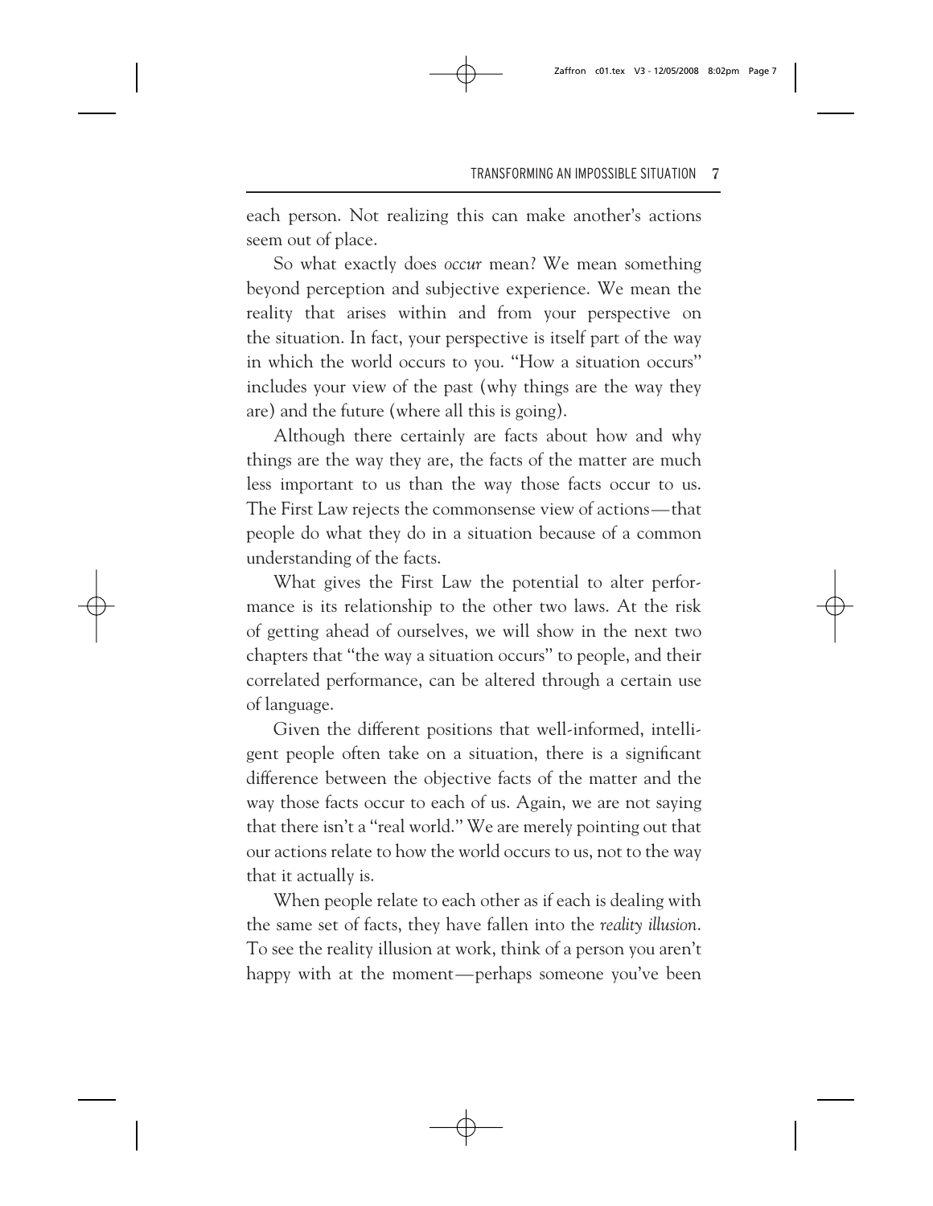each person. Not realizing this can make another's actions seem out of place.

So what exactly does *occur* mean? We mean something beyond perception and subjective experience. We mean the reality that arises within and from your perspective on the situation. In fact, your perspective is itself part of the way in which the world occurs to you. "How a situation occurs" includes your view of the past (why things are the way they are) and the future (where all this is going).

Although there certainly are facts about how and why things are the way they are, the facts of the matter are much less important to us than the way those facts occur to us. The First Law rejects the commonsense view of actions—that people do what they do in a situation because of a common understanding of the facts.

What gives the First Law the potential to alter performance is its relationship to the other two laws. At the risk of getting ahead of ourselves, we will show in the next two chapters that "the way a situation occurs" to people, and their correlated performance, can be altered through a certain use of language.

Given the different positions that well-informed, intelligent people often take on a situation, there is a significant difference between the objective facts of the matter and the way those facts occur to each of us. Again, we are not saying that there isn't a "real world." We are merely pointing out that our actions relate to how the world occurs to us, not to the way that it actually is.

When people relate to each other as if each is dealing with the same set of facts, they have fallen into the *reality illusion*. To see the reality illusion at work, think of a person you aren't happy with at the moment—perhaps someone you've been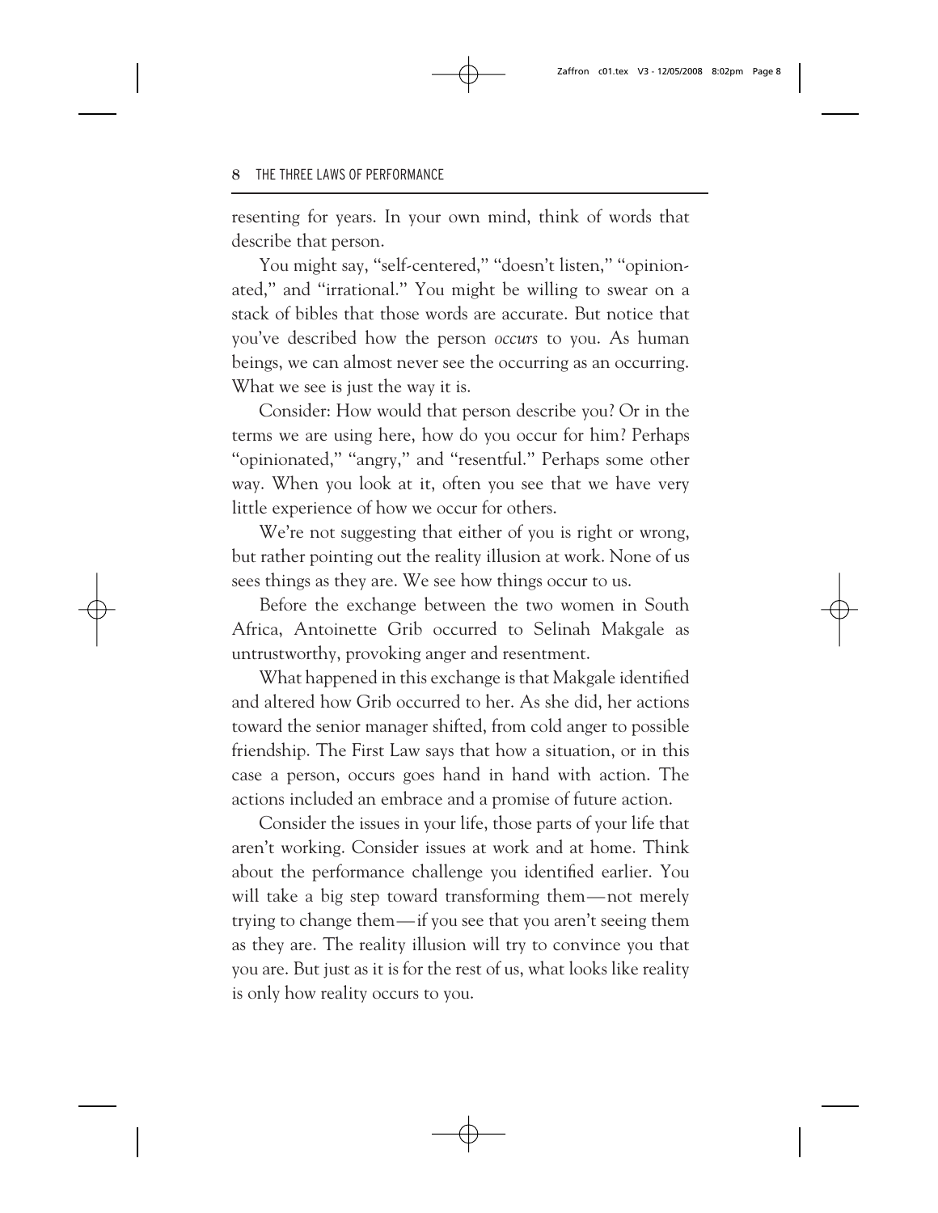resenting for years. In your own mind, think of words that describe that person.

You might say, "self-centered," "doesn't listen," "opinionated," and "irrational." You might be willing to swear on a stack of bibles that those words are accurate. But notice that you've described how the person *occurs* to you. As human beings, we can almost never see the occurring as an occurring. What we see is just the way it is.

Consider: How would that person describe you? Or in the terms we are using here, how do you occur for him? Perhaps "opinionated," "angry," and "resentful." Perhaps some other way. When you look at it, often you see that we have very little experience of how we occur for others.

We're not suggesting that either of you is right or wrong, but rather pointing out the reality illusion at work. None of us sees things as they are. We see how things occur to us.

Before the exchange between the two women in South Africa, Antoinette Grib occurred to Selinah Makgale as untrustworthy, provoking anger and resentment.

What happened in this exchange is that Makgale identified and altered how Grib occurred to her. As she did, her actions toward the senior manager shifted, from cold anger to possible friendship. The First Law says that how a situation, or in this case a person, occurs goes hand in hand with action. The actions included an embrace and a promise of future action.

Consider the issues in your life, those parts of your life that aren't working. Consider issues at work and at home. Think about the performance challenge you identified earlier. You will take a big step toward transforming them—not merely trying to change them—if you see that you aren't seeing them as they are. The reality illusion will try to convince you that you are. But just as it is for the rest of us, what looks like reality is only how reality occurs to you.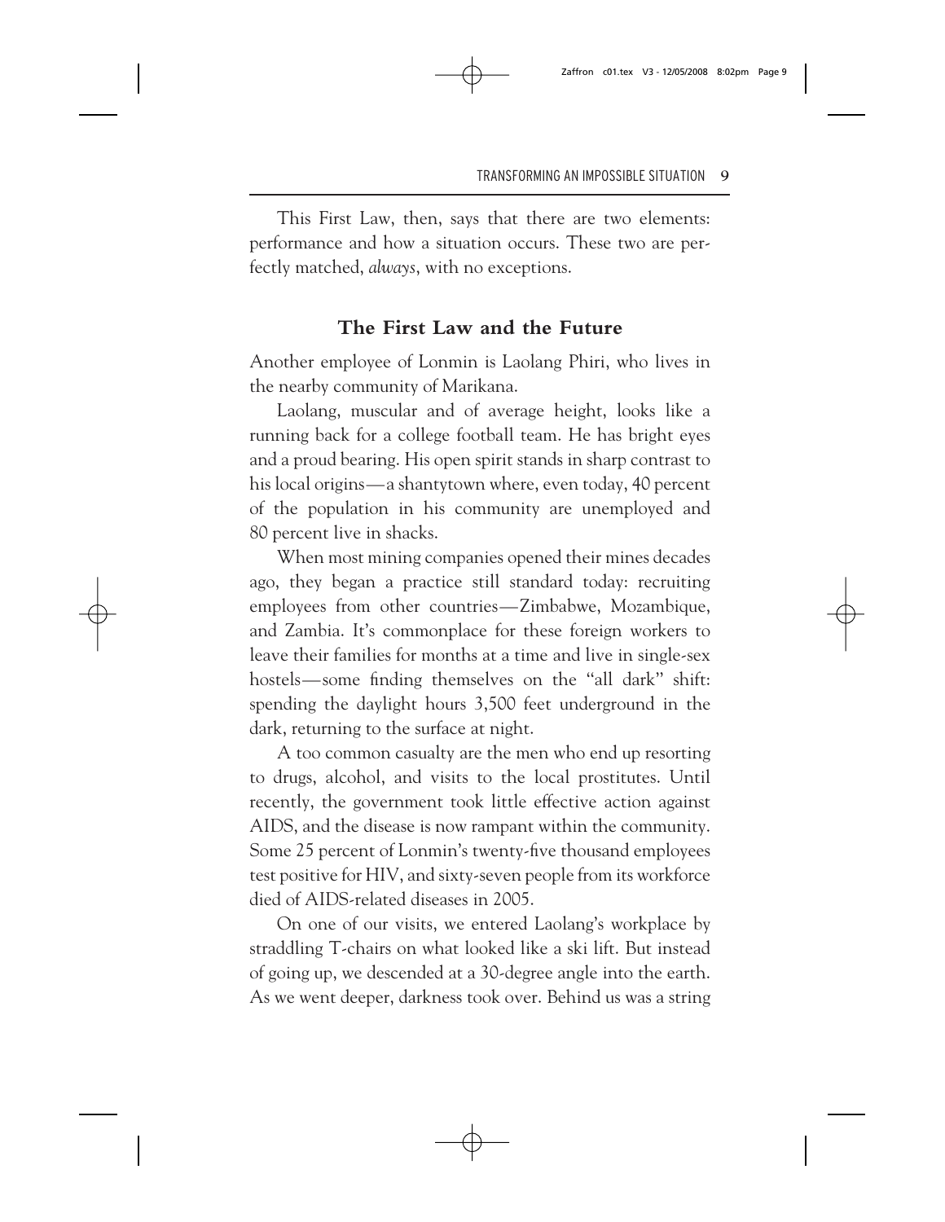This First Law, then, says that there are two elements: performance and how a situation occurs. These two are perfectly matched, *always*, with no exceptions.

## The First Law and the Future

Another employee of Lonmin is Laolang Phiri, who lives in the nearby community of Marikana.

Laolang, muscular and of average height, looks like a running back for a college football team. He has bright eyes and a proud bearing. His open spirit stands in sharp contrast to his local origins—a shantytown where, even today, 40 percent of the population in his community are unemployed and 80 percent live in shacks.

When most mining companies opened their mines decades ago, they began a practice still standard today: recruiting employees from other countries—Zimbabwe, Mozambique, and Zambia. It's commonplace for these foreign workers to leave their families for months at a time and live in single-sex hostels—some finding themselves on the "all dark" shift: spending the daylight hours 3,500 feet underground in the dark, returning to the surface at night.

A too common casualty are the men who end up resorting to drugs, alcohol, and visits to the local prostitutes. Until recently, the government took little effective action against AIDS, and the disease is now rampant within the community. Some 25 percent of Lonmin's twenty-five thousand employees test positive for HIV, and sixty-seven people from its workforce died of AIDS-related diseases in 2005.

On one of our visits, we entered Laolang's workplace by straddling T-chairs on what looked like a ski lift. But instead of going up, we descended at a 30-degree angle into the earth. As we went deeper, darkness took over. Behind us was a string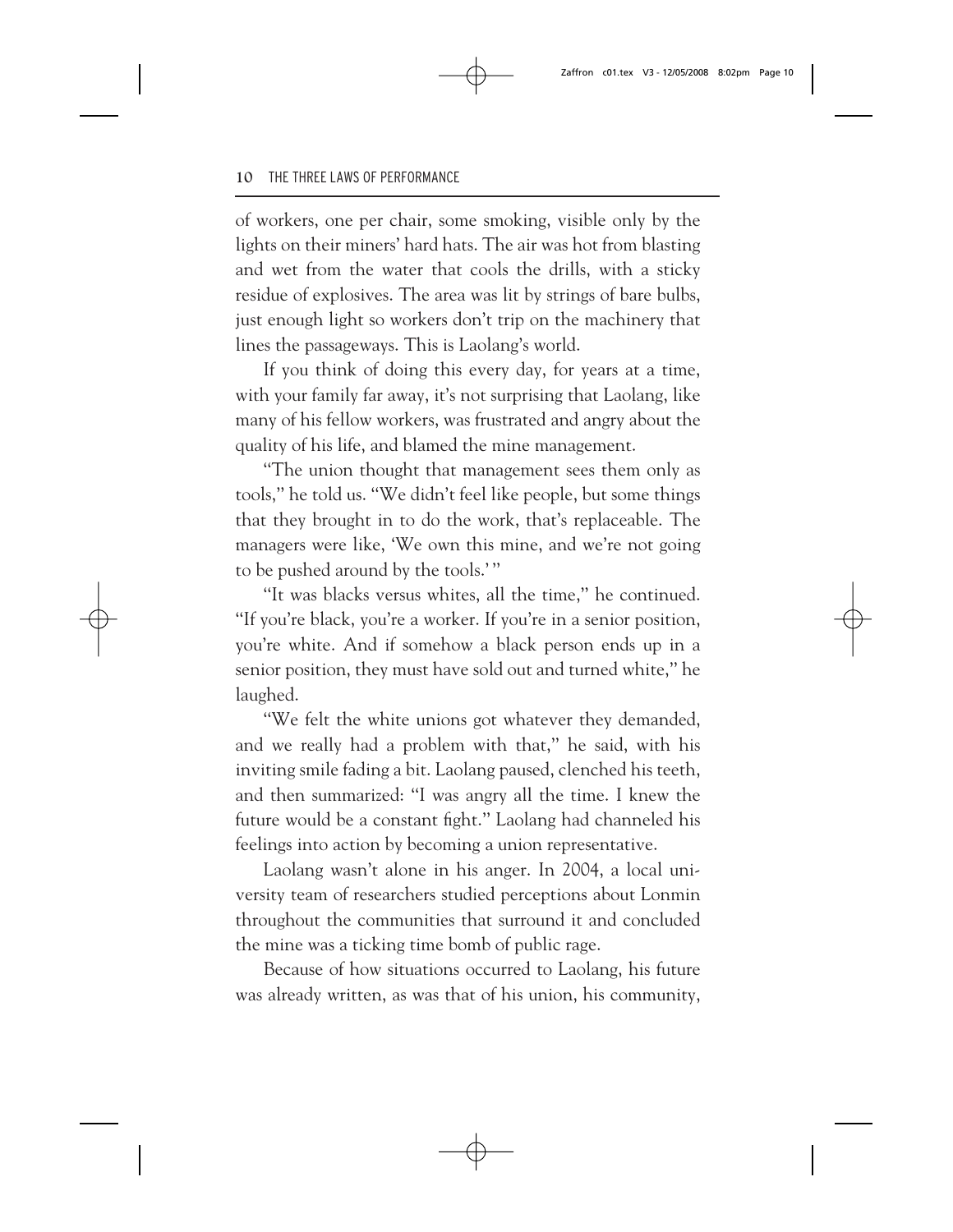of workers, one per chair, some smoking, visible only by the lights on their miners' hard hats. The air was hot from blasting and wet from the water that cools the drills, with a sticky residue of explosives. The area was lit by strings of bare bulbs, just enough light so workers don't trip on the machinery that lines the passageways. This is Laolang's world.

If you think of doing this every day, for years at a time, with your family far away, it's not surprising that Laolang, like many of his fellow workers, was frustrated and angry about the quality of his life, and blamed the mine management.

"The union thought that management sees them only as tools," he told us. "We didn't feel like people, but some things that they brought in to do the work, that's replaceable. The managers were like, 'We own this mine, and we're not going to be pushed around by the tools.'"

"It was blacks versus whites, all the time," he continued. "If you're black, you're a worker. If you're in a senior position, you're white. And if somehow a black person ends up in a senior position, they must have sold out and turned white," he laughed.

"We felt the white unions got whatever they demanded, and we really had a problem with that," he said, with his inviting smile fading a bit. Laolang paused, clenched his teeth, and then summarized: "I was angry all the time. I knew the future would be a constant fight." Laolang had channeled his feelings into action by becoming a union representative.

Laolang wasn't alone in his anger. In 2004, a local university team of researchers studied perceptions about Lonmin throughout the communities that surround it and concluded the mine was a ticking time bomb of public rage.

Because of how situations occurred to Laolang, his future was already written, as was that of his union, his community,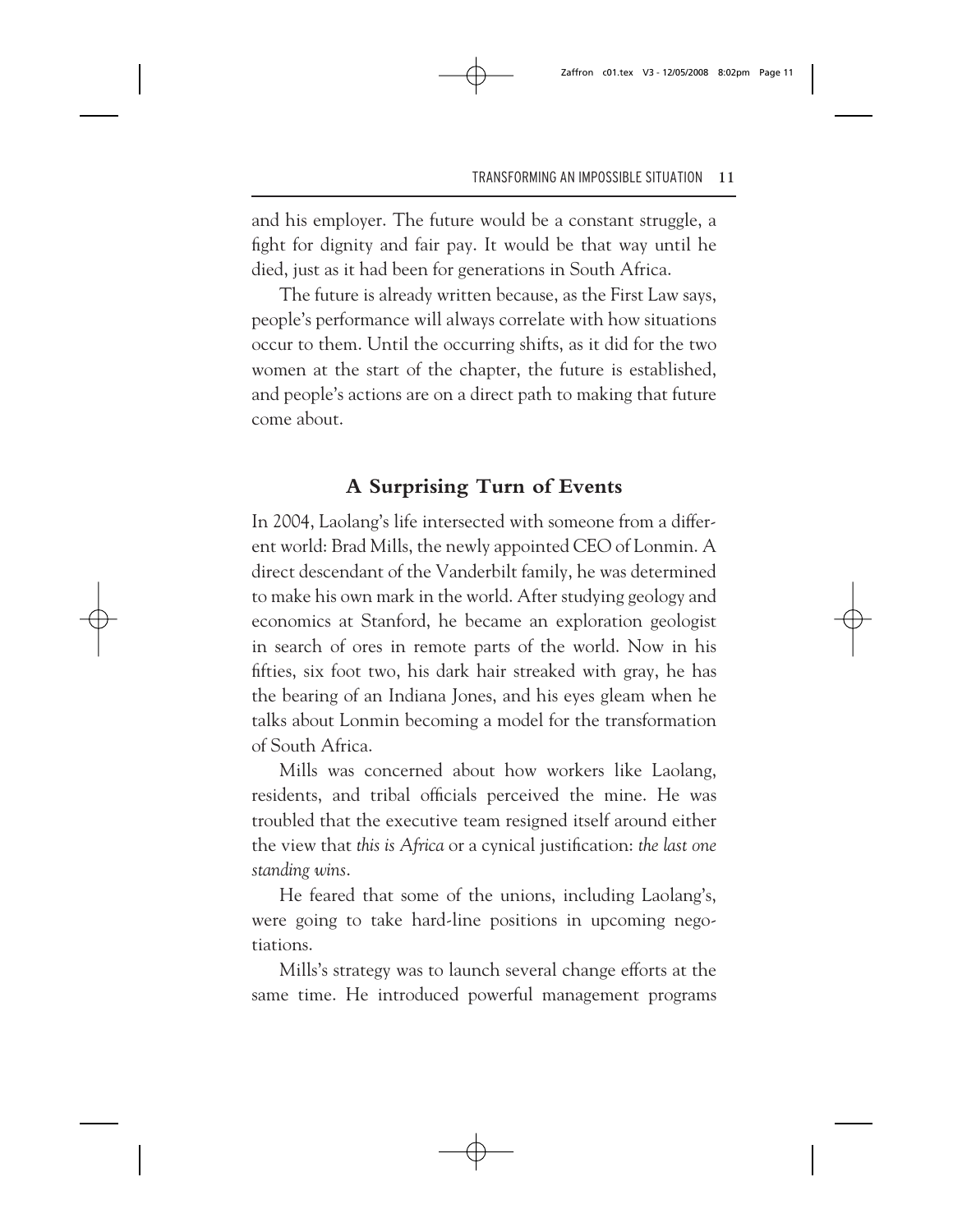and his employer. The future would be a constant struggle, a fight for dignity and fair pay. It would be that way until he died, just as it had been for generations in South Africa.

The future is already written because, as the First Law says, people's performance will always correlate with how situations occur to them. Until the occurring shifts, as it did for the two women at the start of the chapter, the future is established, and people's actions are on a direct path to making that future come about.

## A Surprising Turn of Events

In 2004, Laolang's life intersected with someone from a different world: Brad Mills, the newly appointed CEO of Lonmin. A direct descendant of the Vanderbilt family, he was determined to make his own mark in the world. After studying geology and economics at Stanford, he became an exploration geologist in search of ores in remote parts of the world. Now in his fifties, six foot two, his dark hair streaked with gray, he has the bearing of an Indiana Jones, and his eyes gleam when he talks about Lonmin becoming a model for the transformation of South Africa.

Mills was concerned about how workers like Laolang, residents, and tribal officials perceived the mine. He was troubled that the executive team resigned itself around either the view that *this is Africa* or a cynical justification: *the last one standing wins*.

He feared that some of the unions, including Laolang's, were going to take hard-line positions in upcoming negotiations.

Mills's strategy was to launch several change efforts at the same time. He introduced powerful management programs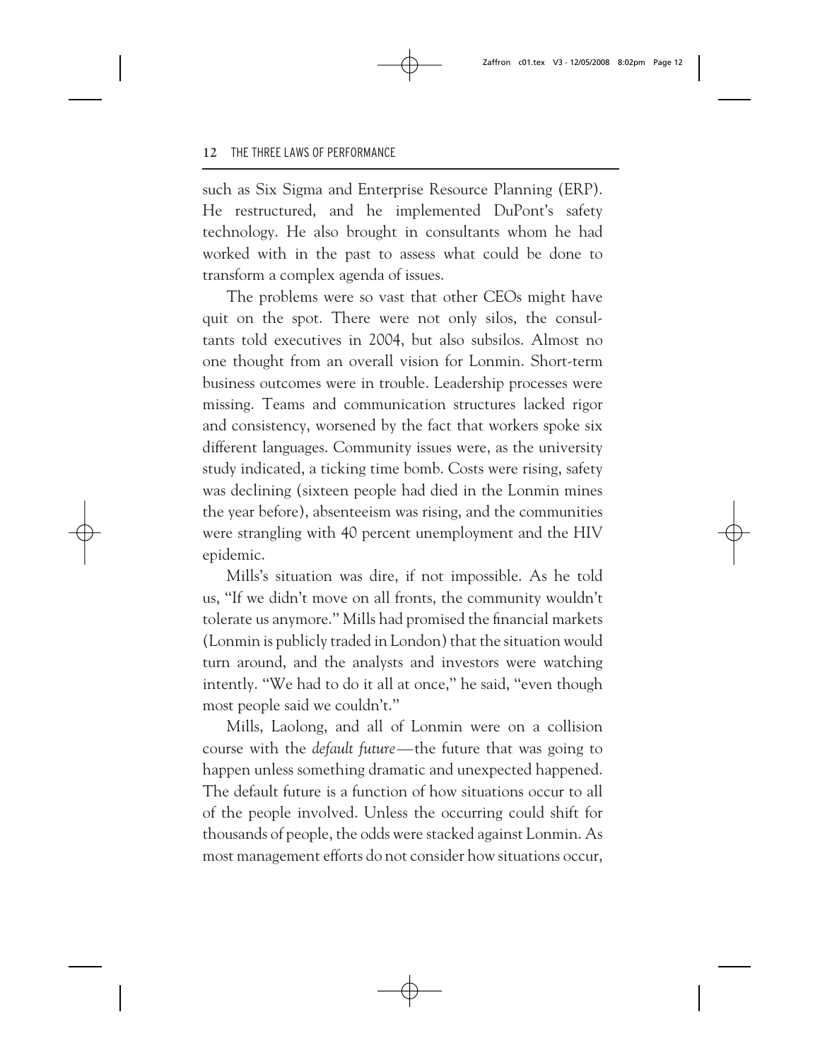such as Six Sigma and Enterprise Resource Planning (ERP). He restructured, and he implemented DuPont's safety technology. He also brought in consultants whom he had worked with in the past to assess what could be done to transform a complex agenda of issues.

The problems were so vast that other CEOs might have quit on the spot. There were not only silos, the consultants told executives in 2004, but also subsilos. Almost no one thought from an overall vision for Lonmin. Short-term business outcomes were in trouble. Leadership processes were missing. Teams and communication structures lacked rigor and consistency, worsened by the fact that workers spoke six different languages. Community issues were, as the university study indicated, a ticking time bomb. Costs were rising, safety was declining (sixteen people had died in the Lonmin mines the year before), absenteeism was rising, and the communities were strangling with 40 percent unemployment and the HIV epidemic.

Mills's situation was dire, if not impossible. As he told us, "If we didn't move on all fronts, the community wouldn't tolerate us anymore." Mills had promised the financial markets (Lonmin is publicly traded in London) that the situation would turn around, and the analysts and investors were watching intently. "We had to do it all at once," he said, "even though most people said we couldn't."

Mills, Laolong, and all of Lonmin were on a collision course with the *default future*—the future that was going to happen unless something dramatic and unexpected happened. The default future is a function of how situations occur to all of the people involved. Unless the occurring could shift for thousands of people, the odds were stacked against Lonmin. As most management efforts do not consider how situations occur,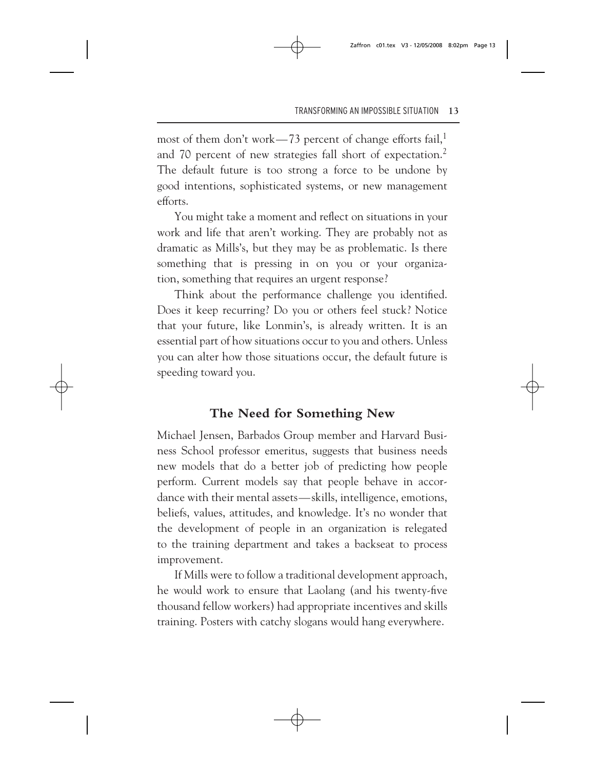most of them don't work—73 percent of change efforts fail,[1] and 70 percent of new strategies fall short of expectation.[2] The default future is too strong a force to be undone by good intentions, sophisticated systems, or new management efforts.

You might take a moment and reflect on situations in your work and life that aren't working. They are probably not as dramatic as Mills's, but they may be as problematic. Is there something that is pressing in on you or your organization, something that requires an urgent response?

Think about the performance challenge you identified. Does it keep recurring? Do you or others feel stuck? Notice that your future, like Lonmin's, is already written. It is an essential part of how situations occur to you and others. Unless you can alter how those situations occur, the default future is speeding toward you.

## The Need for Something New

Michael Jensen, Barbados Group member and Harvard Business School professor emeritus, suggests that business needs new models that do a better job of predicting how people perform. Current models say that people behave in accordance with their mental assets—skills, intelligence, emotions, beliefs, values, attitudes, and knowledge. It's no wonder that the development of people in an organization is relegated to the training department and takes a backseat to process improvement.

If Mills were to follow a traditional development approach, he would work to ensure that Laolang (and his twenty-five thousand fellow workers) had appropriate incentives and skills training. Posters with catchy slogans would hang everywhere.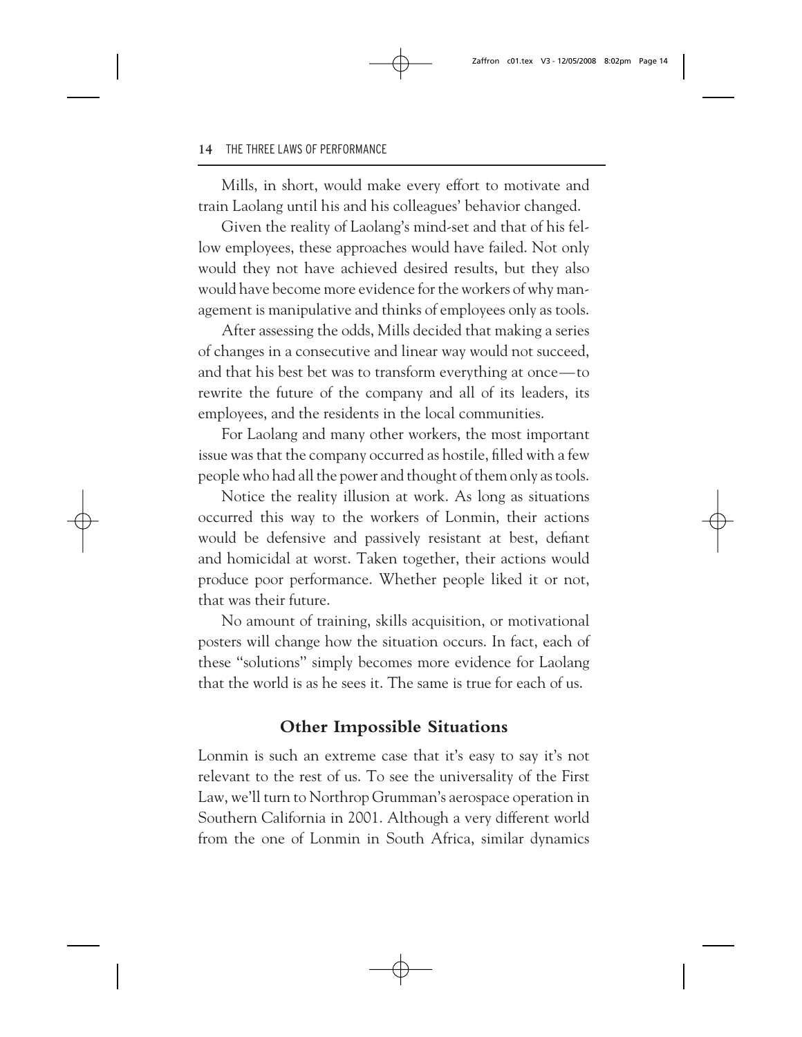Mills, in short, would make every effort to motivate and train Laolang until his and his colleagues' behavior changed.

Given the reality of Laolang's mind-set and that of his fellow employees, these approaches would have failed. Not only would they not have achieved desired results, but they also would have become more evidence for the workers of why management is manipulative and thinks of employees only as tools.

After assessing the odds, Mills decided that making a series of changes in a consecutive and linear way would not succeed, and that his best bet was to transform everything at once—to rewrite the future of the company and all of its leaders, its employees, and the residents in the local communities.

For Laolang and many other workers, the most important issue was that the company occurred as hostile, filled with a few people who had all the power and thought of them only as tools.

Notice the reality illusion at work. As long as situations occurred this way to the workers of Lonmin, their actions would be defensive and passively resistant at best, defiant and homicidal at worst. Taken together, their actions would produce poor performance. Whether people liked it or not, that was their future.

No amount of training, skills acquisition, or motivational posters will change how the situation occurs. In fact, each of these "solutions" simply becomes more evidence for Laolang that the world is as he sees it. The same is true for each of us.

## Other Impossible Situations

Lonmin is such an extreme case that it's easy to say it's not relevant to the rest of us. To see the universality of the First Law, we'll turn to Northrop Grumman's aerospace operation in Southern California in 2001. Although a very different world from the one of Lonmin in South Africa, similar dynamics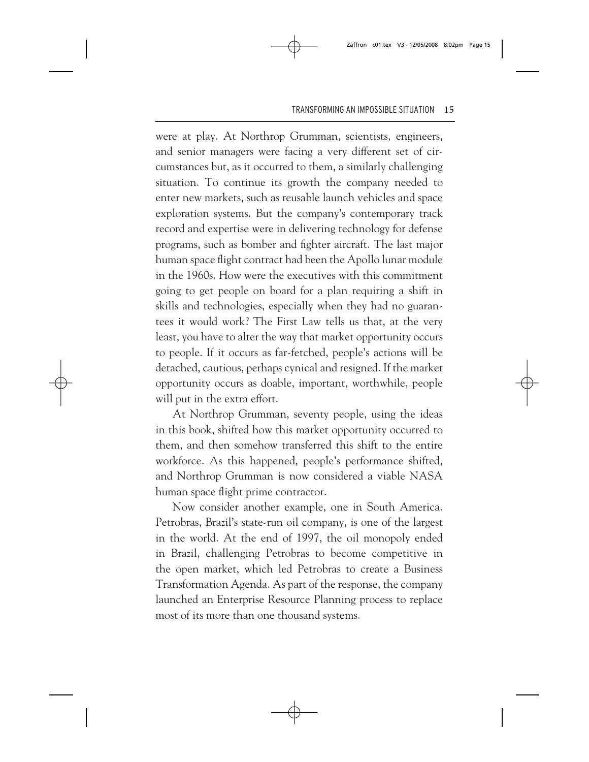were at play. At Northrop Grumman, scientists, engineers, and senior managers were facing a very different set of circumstances but, as it occurred to them, a similarly challenging situation. To continue its growth the company needed to enter new markets, such as reusable launch vehicles and space exploration systems. But the company's contemporary track record and expertise were in delivering technology for defense programs, such as bomber and fighter aircraft. The last major human space flight contract had been the Apollo lunar module in the 1960s. How were the executives with this commitment going to get people on board for a plan requiring a shift in skills and technologies, especially when they had no guarantees it would work? The First Law tells us that, at the very least, you have to alter the way that market opportunity occurs to people. If it occurs as far-fetched, people's actions will be detached, cautious, perhaps cynical and resigned. If the market opportunity occurs as doable, important, worthwhile, people will put in the extra effort.

At Northrop Grumman, seventy people, using the ideas in this book, shifted how this market opportunity occurred to them, and then somehow transferred this shift to the entire workforce. As this happened, people's performance shifted, and Northrop Grumman is now considered a viable NASA human space flight prime contractor.

Now consider another example, one in South America. Petrobras, Brazil's state-run oil company, is one of the largest in the world. At the end of 1997, the oil monopoly ended in Brazil, challenging Petrobras to become competitive in the open market, which led Petrobras to create a Business Transformation Agenda. As part of the response, the company launched an Enterprise Resource Planning process to replace most of its more than one thousand systems.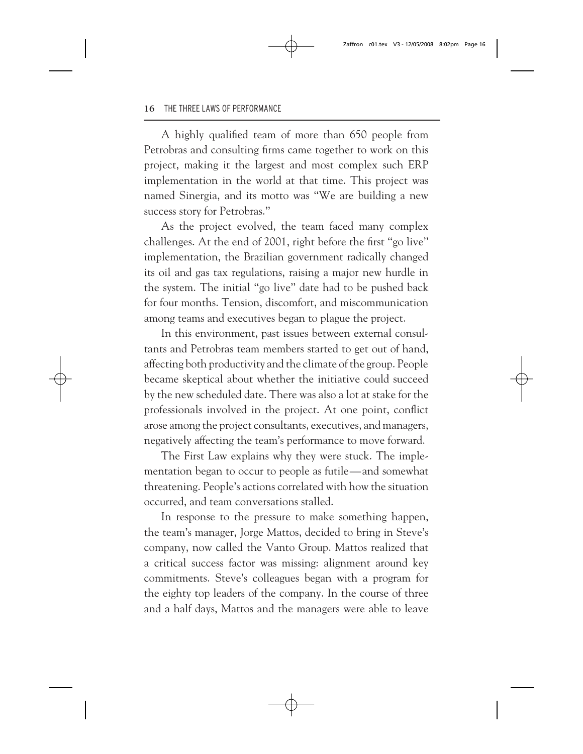A highly qualified team of more than 650 people from Petrobras and consulting firms came together to work on this project, making it the largest and most complex such ERP implementation in the world at that time. This project was named Sinergia, and its motto was "We are building a new success story for Petrobras."

As the project evolved, the team faced many complex challenges. At the end of 2001, right before the first "go live" implementation, the Brazilian government radically changed its oil and gas tax regulations, raising a major new hurdle in the system. The initial "go live" date had to be pushed back for four months. Tension, discomfort, and miscommunication among teams and executives began to plague the project.

In this environment, past issues between external consultants and Petrobras team members started to get out of hand, affecting both productivity and the climate of the group. People became skeptical about whether the initiative could succeed by the new scheduled date. There was also a lot at stake for the professionals involved in the project. At one point, conflict arose among the project consultants, executives, and managers, negatively affecting the team's performance to move forward.

The First Law explains why they were stuck. The implementation began to occur to people as futile—and somewhat threatening. People's actions correlated with how the situation occurred, and team conversations stalled.

In response to the pressure to make something happen, the team's manager, Jorge Mattos, decided to bring in Steve's company, now called the Vanto Group. Mattos realized that a critical success factor was missing: alignment around key commitments. Steve's colleagues began with a program for the eighty top leaders of the company. In the course of three and a half days, Mattos and the managers were able to leave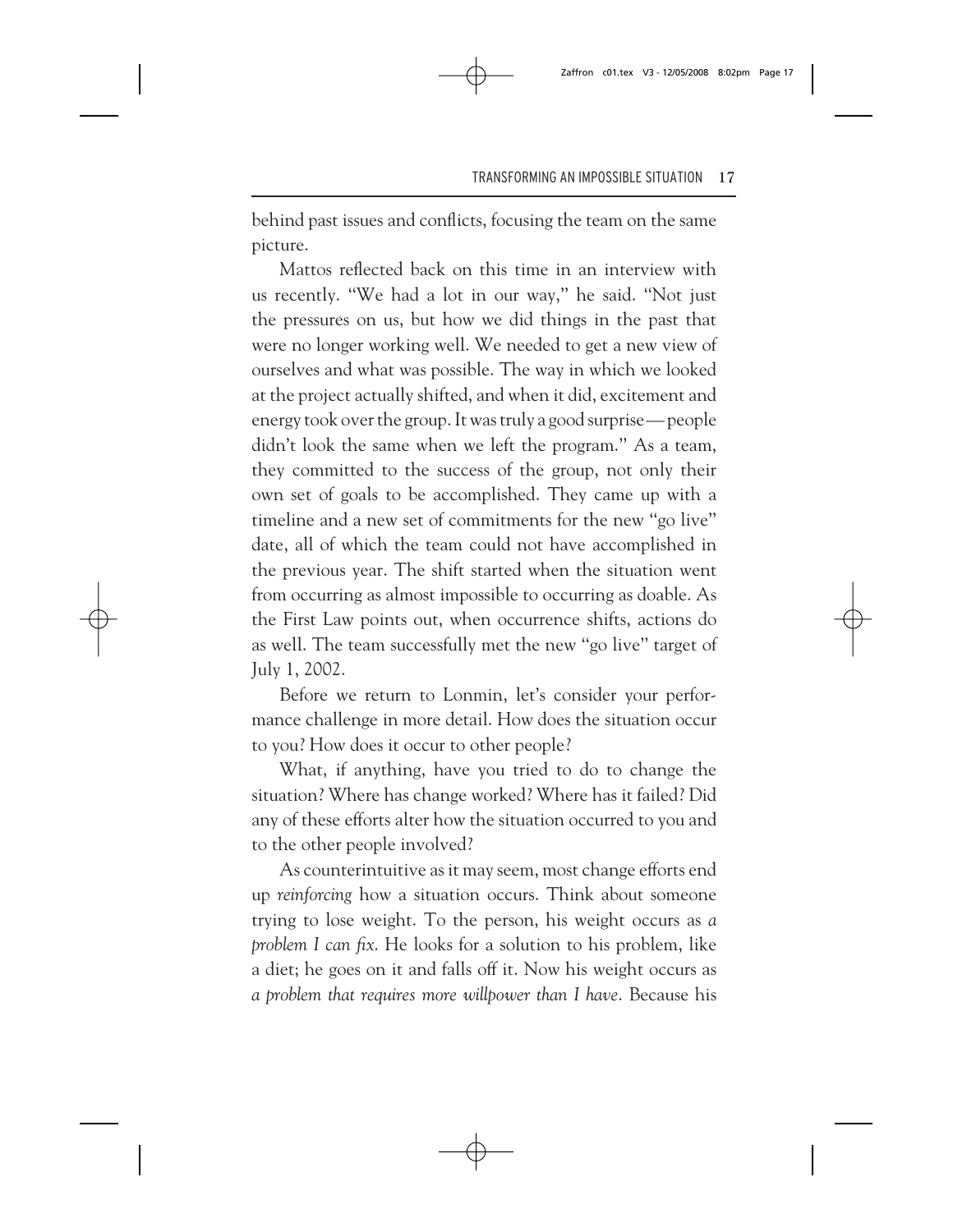behind past issues and conflicts, focusing the team on the same picture.

Mattos reflected back on this time in an interview with us recently. "We had a lot in our way," he said. "Not just the pressures on us, but how we did things in the past that were no longer working well. We needed to get a new view of ourselves and what was possible. The way in which we looked at the project actually shifted, and when it did, excitement and energy took over the group. It was truly a good surprise — people didn't look the same when we left the program." As a team, they committed to the success of the group, not only their own set of goals to be accomplished. They came up with a timeline and a new set of commitments for the new "go live" date, all of which the team could not have accomplished in the previous year. The shift started when the situation went from occurring as almost impossible to occurring as doable. As the First Law points out, when occurrence shifts, actions do as well. The team successfully met the new "go live" target of July 1, 2002.

Before we return to Lonmin, let's consider your performance challenge in more detail. How does the situation occur to you? How does it occur to other people?

What, if anything, have you tried to do to change the situation? Where has change worked? Where has it failed? Did any of these efforts alter how the situation occurred to you and to the other people involved?

As counterintuitive as it may seem, most change efforts end up *reinforcing* how a situation occurs. Think about someone trying to lose weight. To the person, his weight occurs as *a problem I can fix*. He looks for a solution to his problem, like a diet; he goes on it and falls off it. Now his weight occurs as *a problem that requires more willpower than I have*. Because his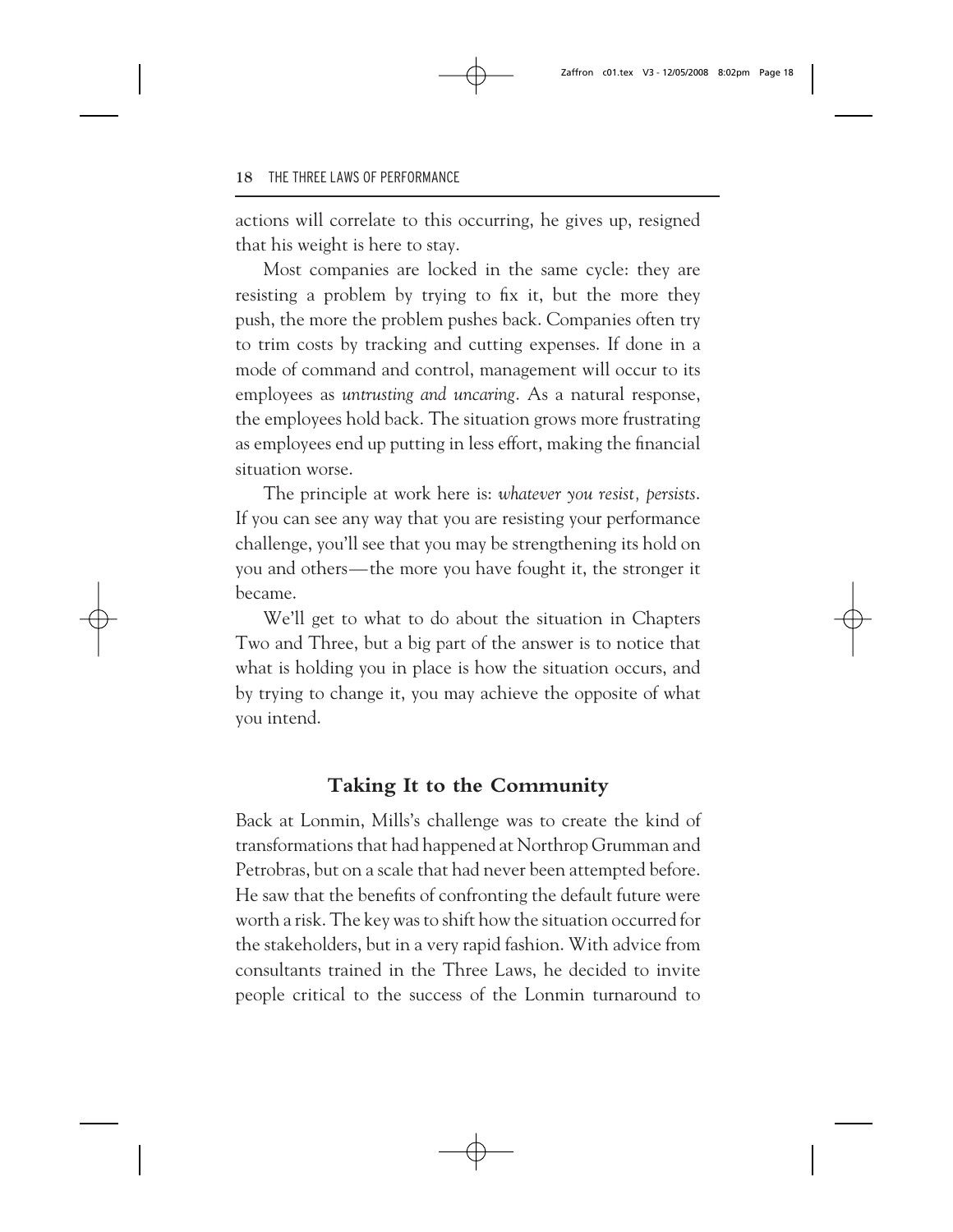actions will correlate to this occurring, he gives up, resigned that his weight is here to stay.

Most companies are locked in the same cycle: they are resisting a problem by trying to fix it, but the more they push, the more the problem pushes back. Companies often try to trim costs by tracking and cutting expenses. If done in a mode of command and control, management will occur to its employees as *untrusting and uncaring*. As a natural response, the employees hold back. The situation grows more frustrating as employees end up putting in less effort, making the financial situation worse.

The principle at work here is: *whatever you resist, persists*. If you can see any way that you are resisting your performance challenge, you'll see that you may be strengthening its hold on you and others—the more you have fought it, the stronger it became.

We'll get to what to do about the situation in Chapters Two and Three, but a big part of the answer is to notice that what is holding you in place is how the situation occurs, and by trying to change it, you may achieve the opposite of what you intend.

## Taking It to the Community

Back at Lonmin, Mills's challenge was to create the kind of transformations that had happened at Northrop Grumman and Petrobras, but on a scale that had never been attempted before. He saw that the benefits of confronting the default future were worth a risk. The key was to shift how the situation occurred for the stakeholders, but in a very rapid fashion. With advice from consultants trained in the Three Laws, he decided to invite people critical to the success of the Lonmin turnaround to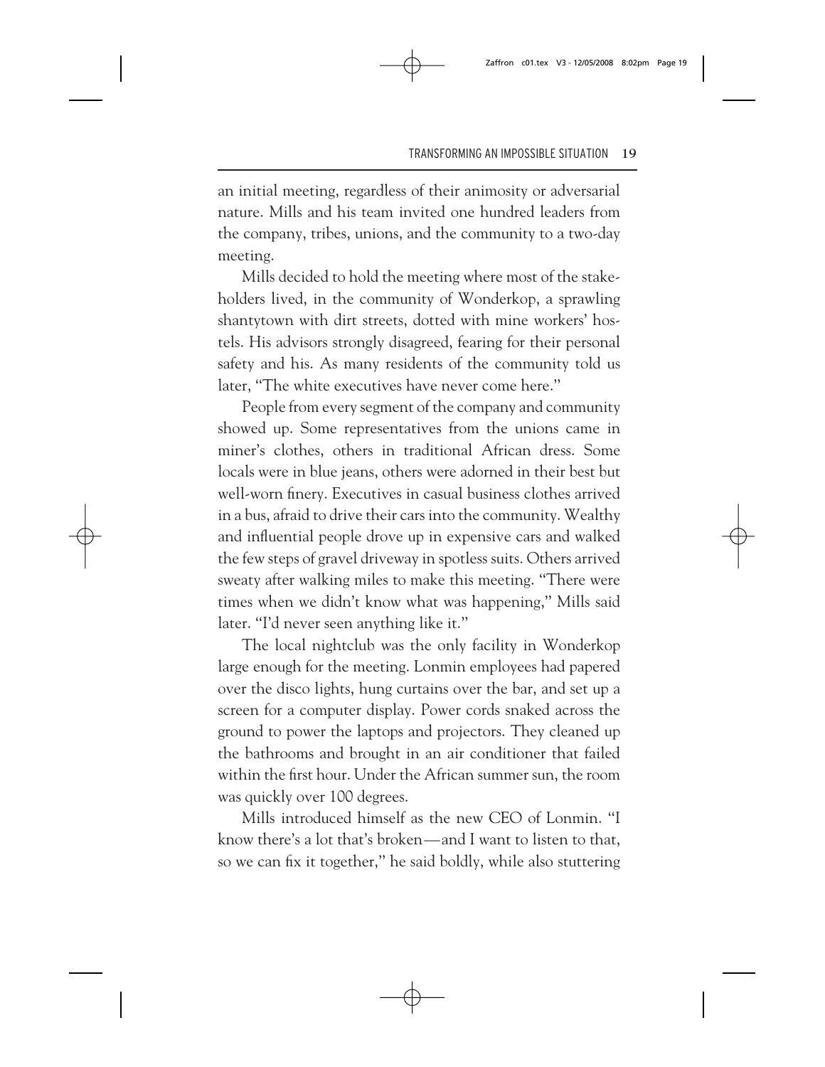an initial meeting, regardless of their animosity or adversarial nature. Mills and his team invited one hundred leaders from the company, tribes, unions, and the community to a two-day meeting.

Mills decided to hold the meeting where most of the stakeholders lived, in the community of Wonderkop, a sprawling shantytown with dirt streets, dotted with mine workers' hostels. His advisors strongly disagreed, fearing for their personal safety and his. As many residents of the community told us later, "The white executives have never come here."

People from every segment of the company and community showed up. Some representatives from the unions came in miner's clothes, others in traditional African dress. Some locals were in blue jeans, others were adorned in their best but well-worn finery. Executives in casual business clothes arrived in a bus, afraid to drive their cars into the community. Wealthy and influential people drove up in expensive cars and walked the few steps of gravel driveway in spotless suits. Others arrived sweaty after walking miles to make this meeting. "There were times when we didn't know what was happening," Mills said later. "I'd never seen anything like it."

The local nightclub was the only facility in Wonderkop large enough for the meeting. Lonmin employees had papered over the disco lights, hung curtains over the bar, and set up a screen for a computer display. Power cords snaked across the ground to power the laptops and projectors. They cleaned up the bathrooms and brought in an air conditioner that failed within the first hour. Under the African summer sun, the room was quickly over 100 degrees.

Mills introduced himself as the new CEO of Lonmin. "I know there's a lot that's broken—and I want to listen to that, so we can fix it together," he said boldly, while also stuttering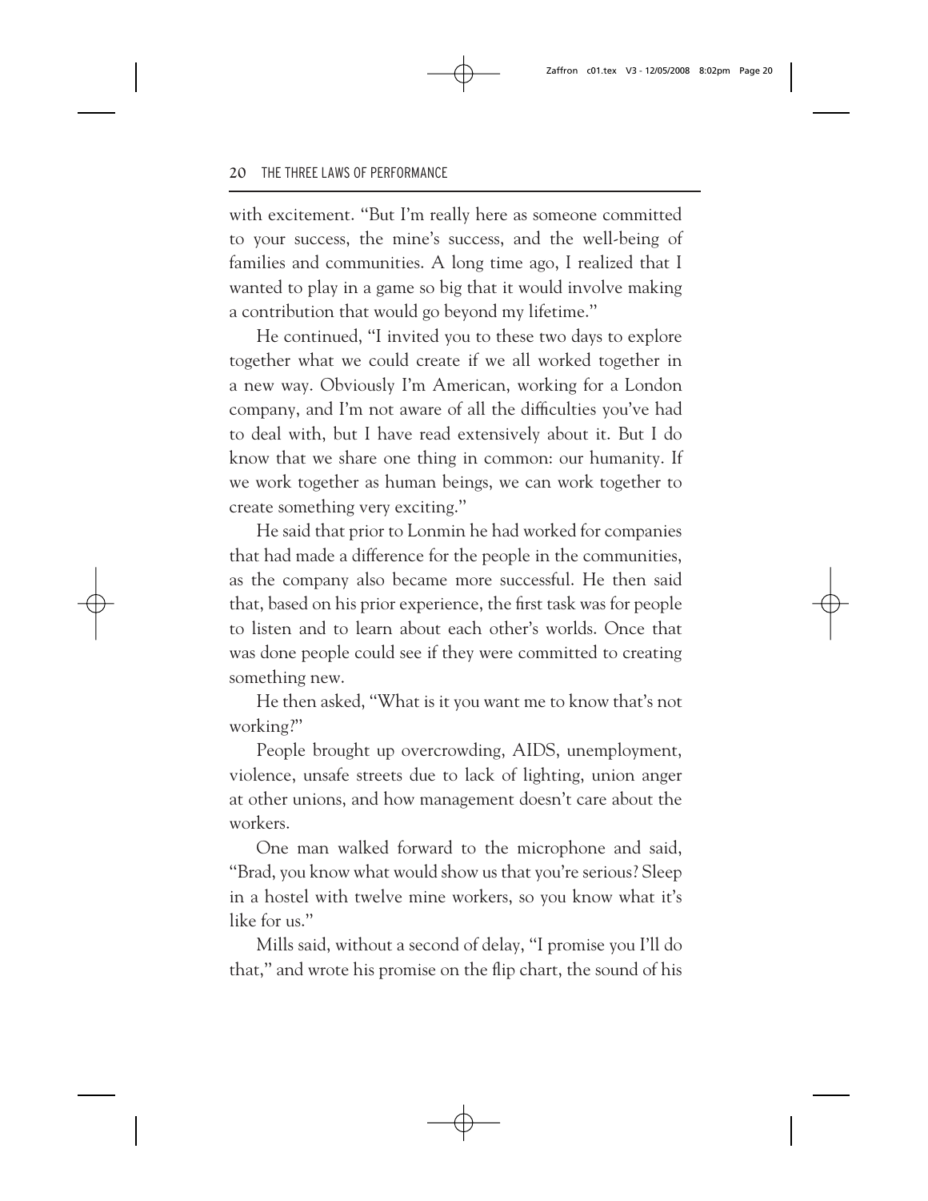with excitement. "But I'm really here as someone committed to your success, the mine's success, and the well-being of families and communities. A long time ago, I realized that I wanted to play in a game so big that it would involve making a contribution that would go beyond my lifetime."

He continued, "I invited you to these two days to explore together what we could create if we all worked together in a new way. Obviously I'm American, working for a London company, and I'm not aware of all the difficulties you've had to deal with, but I have read extensively about it. But I do know that we share one thing in common: our humanity. If we work together as human beings, we can work together to create something very exciting."

He said that prior to Lonmin he had worked for companies that had made a difference for the people in the communities, as the company also became more successful. He then said that, based on his prior experience, the first task was for people to listen and to learn about each other's worlds. Once that was done people could see if they were committed to creating something new.

He then asked, "What is it you want me to know that's not working?"

People brought up overcrowding, AIDS, unemployment, violence, unsafe streets due to lack of lighting, union anger at other unions, and how management doesn't care about the workers.

One man walked forward to the microphone and said, "Brad, you know what would show us that you're serious? Sleep in a hostel with twelve mine workers, so you know what it's like for us."

Mills said, without a second of delay, "I promise you I'll do that," and wrote his promise on the flip chart, the sound of his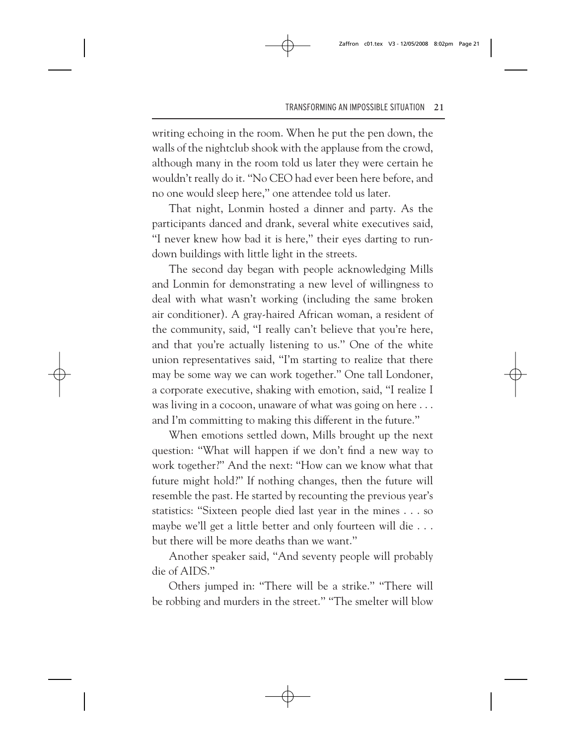writing echoing in the room. When he put the pen down, the walls of the nightclub shook with the applause from the crowd, although many in the room told us later they were certain he wouldn't really do it. "No CEO had ever been here before, and no one would sleep here," one attendee told us later.

That night, Lonmin hosted a dinner and party. As the participants danced and drank, several white executives said, "I never knew how bad it is here," their eyes darting to run-down buildings with little light in the streets.

The second day began with people acknowledging Mills and Lonmin for demonstrating a new level of willingness to deal with what wasn't working (including the same broken air conditioner). A gray-haired African woman, a resident of the community, said, "I really can't believe that you're here, and that you're actually listening to us." One of the white union representatives said, "I'm starting to realize that there may be some way we can work together." One tall Londoner, a corporate executive, shaking with emotion, said, "I realize I was living in a cocoon, unaware of what was going on here . . . and I'm committing to making this different in the future."

When emotions settled down, Mills brought up the next question: "What will happen if we don't find a new way to work together?" And the next: "How can we know what that future might hold?" If nothing changes, then the future will resemble the past. He started by recounting the previous year's statistics: "Sixteen people died last year in the mines . . . so maybe we'll get a little better and only fourteen will die . . . but there will be more deaths than we want."

Another speaker said, "And seventy people will probably die of AIDS."

Others jumped in: "There will be a strike." "There will be robbing and murders in the street." "The smelter will blow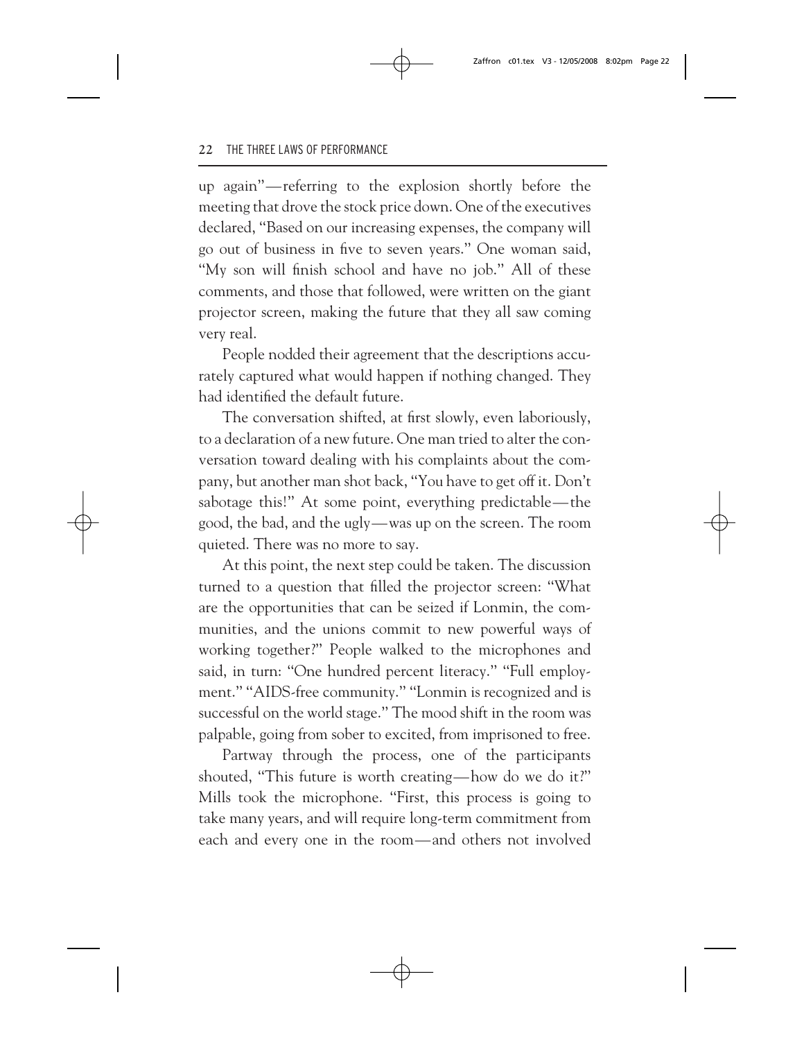up again"—referring to the explosion shortly before the meeting that drove the stock price down. One of the executives declared, "Based on our increasing expenses, the company will go out of business in five to seven years." One woman said, "My son will finish school and have no job." All of these comments, and those that followed, were written on the giant projector screen, making the future that they all saw coming very real.

People nodded their agreement that the descriptions accurately captured what would happen if nothing changed. They had identified the default future.

The conversation shifted, at first slowly, even laboriously, to a declaration of a new future. One man tried to alter the conversation toward dealing with his complaints about the company, but another man shot back, "You have to get off it. Don't sabotage this!" At some point, everything predictable—the good, the bad, and the ugly—was up on the screen. The room quieted. There was no more to say.

At this point, the next step could be taken. The discussion turned to a question that filled the projector screen: "What are the opportunities that can be seized if Lonmin, the communities, and the unions commit to new powerful ways of working together?" People walked to the microphones and said, in turn: "One hundred percent literacy." "Full employment." "AIDS-free community." "Lonmin is recognized and is successful on the world stage." The mood shift in the room was palpable, going from sober to excited, from imprisoned to free.

Partway through the process, one of the participants shouted, "This future is worth creating—how do we do it?" Mills took the microphone. "First, this process is going to take many years, and will require long-term commitment from each and every one in the room—and others not involved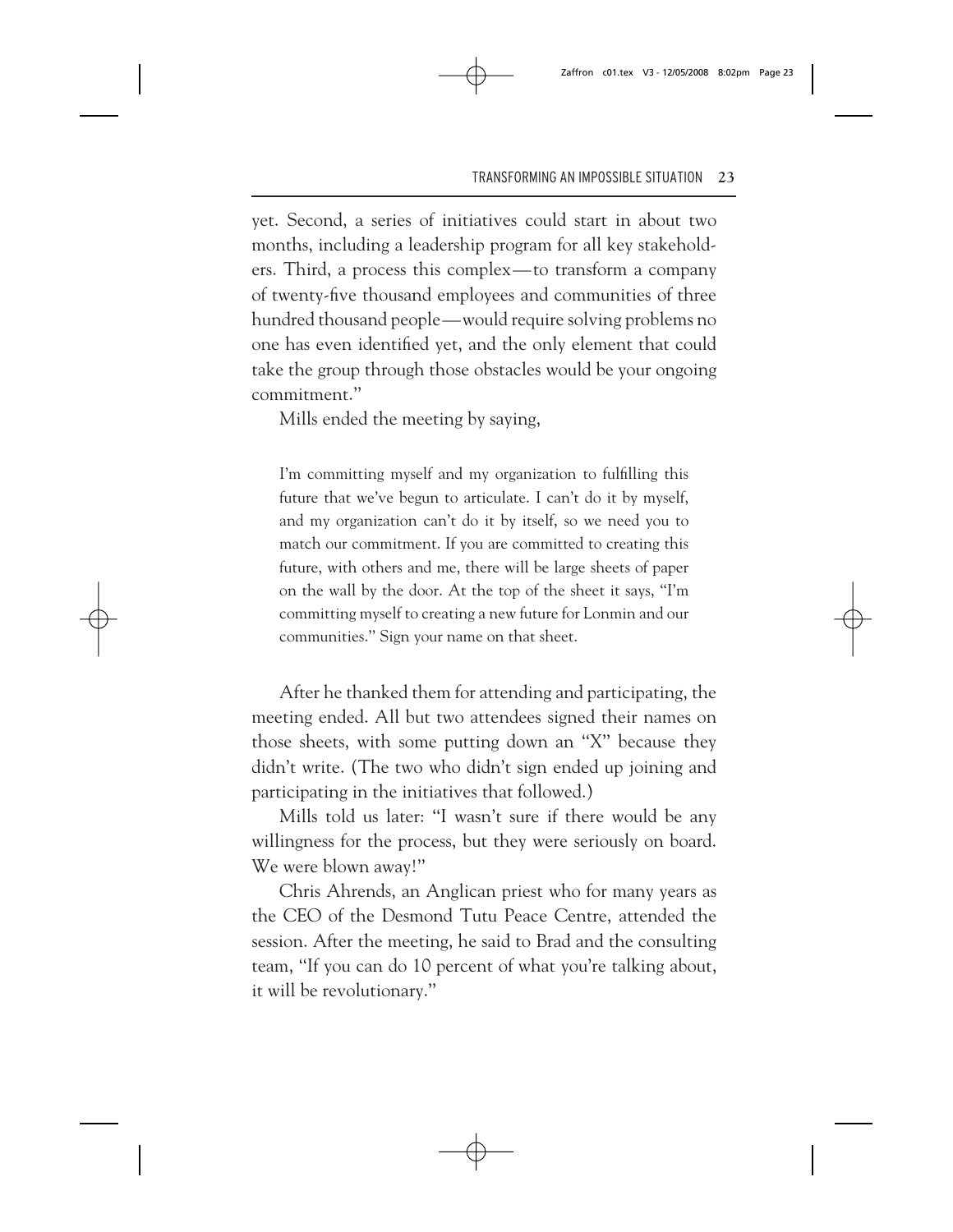yet. Second, a series of initiatives could start in about two months, including a leadership program for all key stakeholders. Third, a process this complex—to transform a company of twenty-five thousand employees and communities of three hundred thousand people—would require solving problems no one has even identified yet, and the only element that could take the group through those obstacles would be your ongoing commitment."

Mills ended the meeting by saying,

> I'm committing myself and my organization to fulfilling this future that we've begun to articulate. I can't do it by myself, and my organization can't do it by itself, so we need you to match our commitment. If you are committed to creating this future, with others and me, there will be large sheets of paper on the wall by the door. At the top of the sheet it says, "I'm committing myself to creating a new future for Lonmin and our communities." Sign your name on that sheet.

After he thanked them for attending and participating, the meeting ended. All but two attendees signed their names on those sheets, with some putting down an "X" because they didn't write. (The two who didn't sign ended up joining and participating in the initiatives that followed.)

Mills told us later: "I wasn't sure if there would be any willingness for the process, but they were seriously on board. We were blown away!"

Chris Ahrends, an Anglican priest who for many years as the CEO of the Desmond Tutu Peace Centre, attended the session. After the meeting, he said to Brad and the consulting team, "If you can do 10 percent of what you're talking about, it will be revolutionary."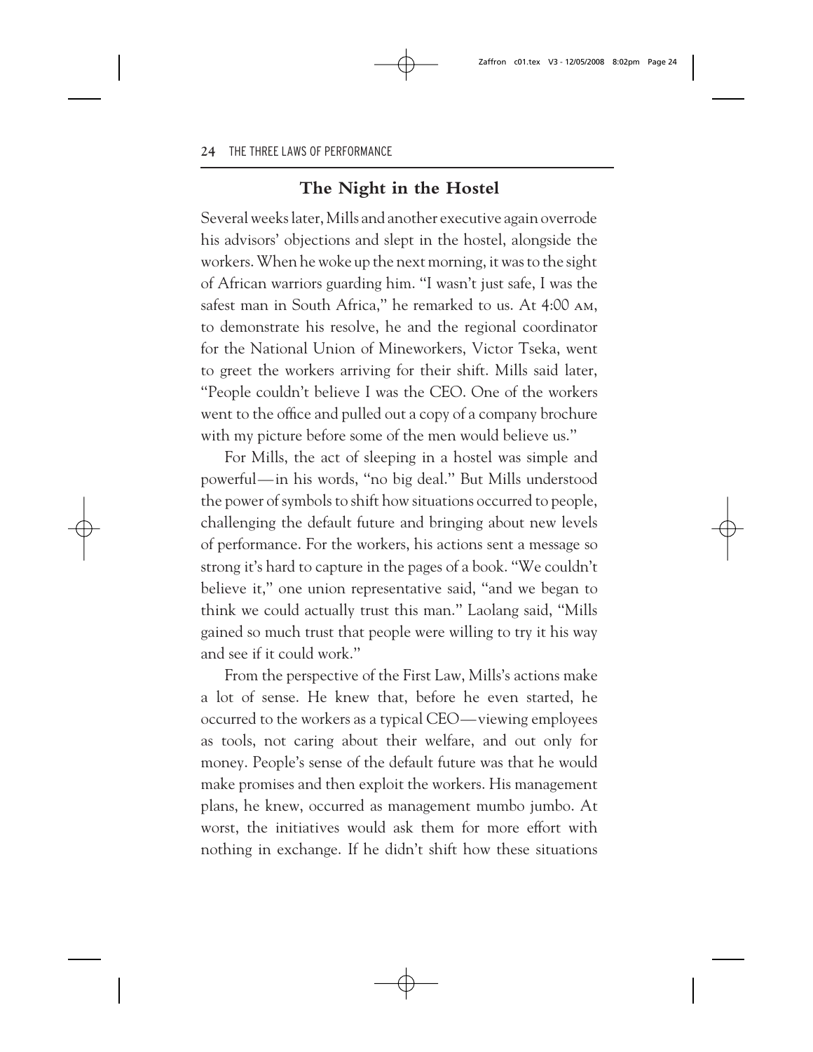## The Night in the Hostel

Several weeks later, Mills and another executive again overrode his advisors' objections and slept in the hostel, alongside the workers. When he woke up the next morning, it was to the sight of African warriors guarding him. "I wasn't just safe, I was the safest man in South Africa," he remarked to us. At 4:00 AM, to demonstrate his resolve, he and the regional coordinator for the National Union of Mineworkers, Victor Tseka, went to greet the workers arriving for their shift. Mills said later, "People couldn't believe I was the CEO. One of the workers went to the office and pulled out a copy of a company brochure with my picture before some of the men would believe us."

For Mills, the act of sleeping in a hostel was simple and powerful—in his words, "no big deal." But Mills understood the power of symbols to shift how situations occurred to people, challenging the default future and bringing about new levels of performance. For the workers, his actions sent a message so strong it's hard to capture in the pages of a book. "We couldn't believe it," one union representative said, "and we began to think we could actually trust this man." Laolang said, "Mills gained so much trust that people were willing to try it his way and see if it could work."

From the perspective of the First Law, Mills's actions make a lot of sense. He knew that, before he even started, he occurred to the workers as a typical CEO—viewing employees as tools, not caring about their welfare, and out only for money. People's sense of the default future was that he would make promises and then exploit the workers. His management plans, he knew, occurred as management mumbo jumbo. At worst, the initiatives would ask them for more effort with nothing in exchange. If he didn't shift how these situations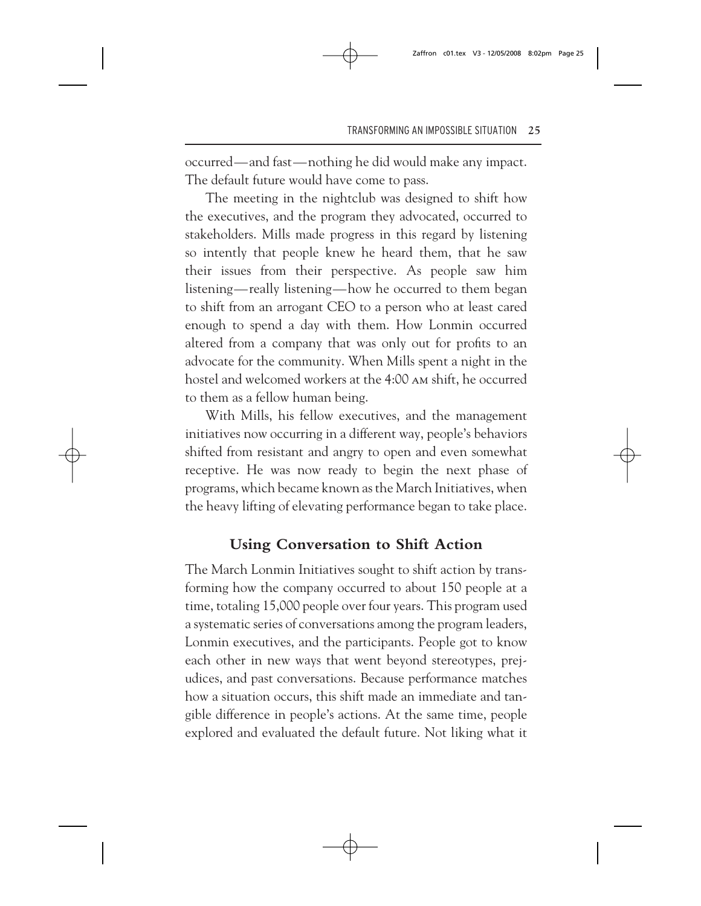occurred—and fast—nothing he did would make any impact. The default future would have come to pass.

The meeting in the nightclub was designed to shift how the executives, and the program they advocated, occurred to stakeholders. Mills made progress in this regard by listening so intently that people knew he heard them, that he saw their issues from their perspective. As people saw him listening—really listening—how he occurred to them began to shift from an arrogant CEO to a person who at least cared enough to spend a day with them. How Lonmin occurred altered from a company that was only out for profits to an advocate for the community. When Mills spent a night in the hostel and welcomed workers at the 4:00 AM shift, he occurred to them as a fellow human being.

With Mills, his fellow executives, and the management initiatives now occurring in a different way, people's behaviors shifted from resistant and angry to open and even somewhat receptive. He was now ready to begin the next phase of programs, which became known as the March Initiatives, when the heavy lifting of elevating performance began to take place.

## Using Conversation to Shift Action

The March Lonmin Initiatives sought to shift action by transforming how the company occurred to about 150 people at a time, totaling 15,000 people over four years. This program used a systematic series of conversations among the program leaders, Lonmin executives, and the participants. People got to know each other in new ways that went beyond stereotypes, prejudices, and past conversations. Because performance matches how a situation occurs, this shift made an immediate and tangible difference in people's actions. At the same time, people explored and evaluated the default future. Not liking what it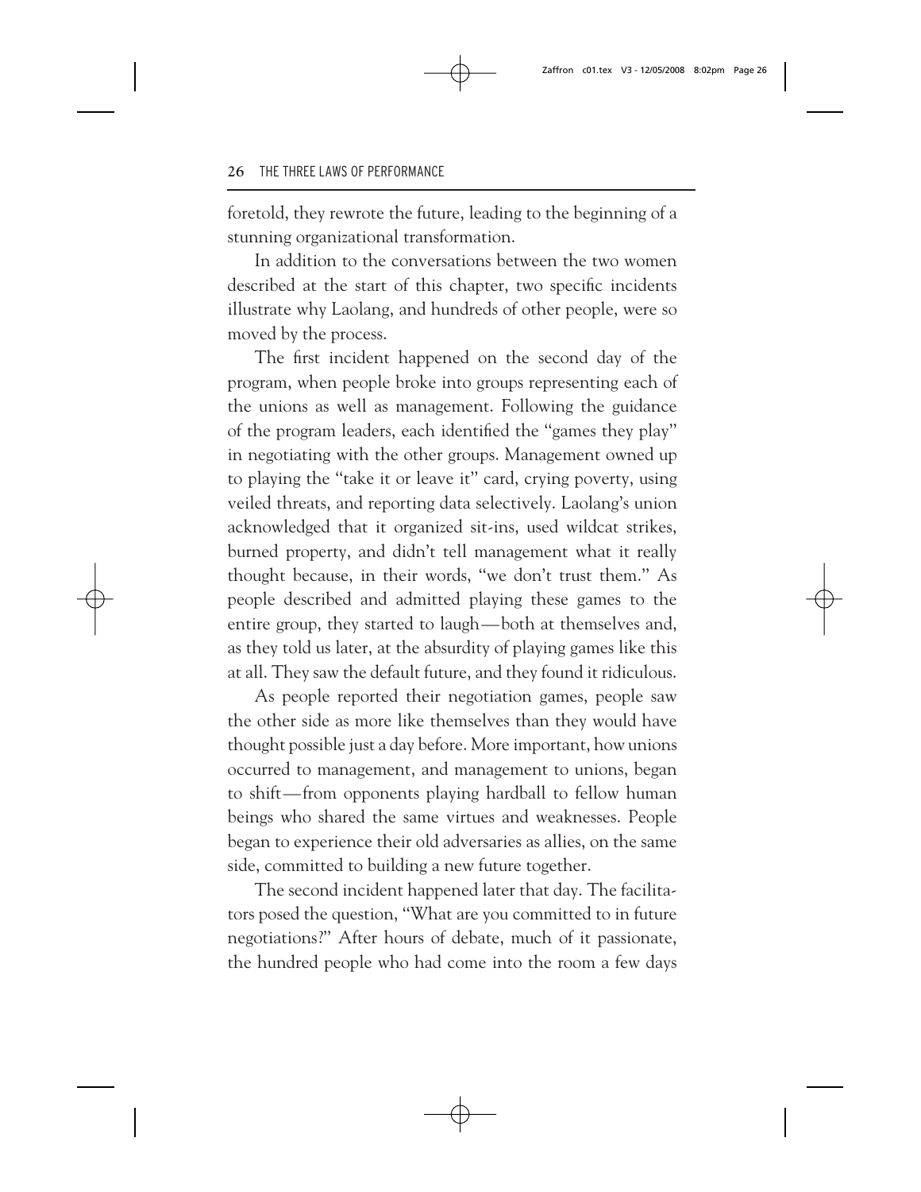foretold, they rewrote the future, leading to the beginning of a stunning organizational transformation.

In addition to the conversations between the two women described at the start of this chapter, two specific incidents illustrate why Laolang, and hundreds of other people, were so moved by the process.

The first incident happened on the second day of the program, when people broke into groups representing each of the unions as well as management. Following the guidance of the program leaders, each identified the "games they play" in negotiating with the other groups. Management owned up to playing the "take it or leave it" card, crying poverty, using veiled threats, and reporting data selectively. Laolang's union acknowledged that it organized sit-ins, used wildcat strikes, burned property, and didn't tell management what it really thought because, in their words, "we don't trust them." As people described and admitted playing these games to the entire group, they started to laugh—both at themselves and, as they told us later, at the absurdity of playing games like this at all. They saw the default future, and they found it ridiculous.

As people reported their negotiation games, people saw the other side as more like themselves than they would have thought possible just a day before. More important, how unions occurred to management, and management to unions, began to shift—from opponents playing hardball to fellow human beings who shared the same virtues and weaknesses. People began to experience their old adversaries as allies, on the same side, committed to building a new future together.

The second incident happened later that day. The facilitators posed the question, "What are you committed to in future negotiations?" After hours of debate, much of it passionate, the hundred people who had come into the room a few days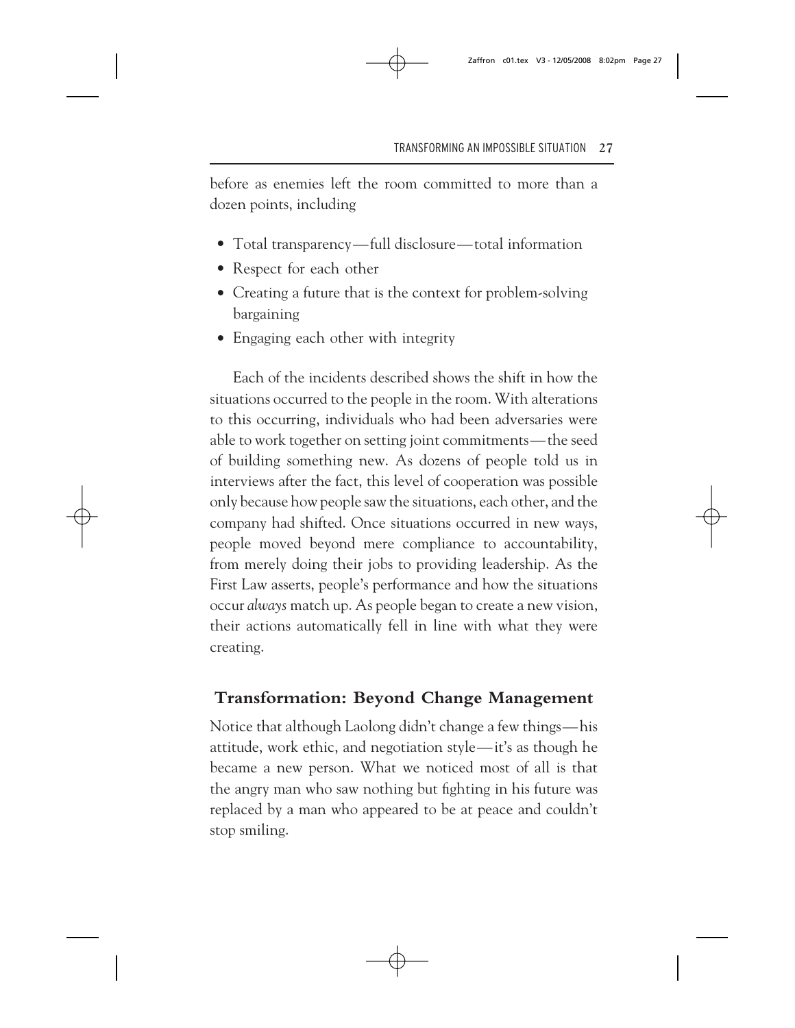before as enemies left the room committed to more than a dozen points, including

- Total transparency—full disclosure—total information
- Respect for each other
- Creating a future that is the context for problem-solving bargaining
- Engaging each other with integrity

Each of the incidents described shows the shift in how the situations occurred to the people in the room. With alterations to this occurring, individuals who had been adversaries were able to work together on setting joint commitments—the seed of building something new. As dozens of people told us in interviews after the fact, this level of cooperation was possible only because how people saw the situations, each other, and the company had shifted. Once situations occurred in new ways, people moved beyond mere compliance to accountability, from merely doing their jobs to providing leadership. As the First Law asserts, people's performance and how the situations occur *always* match up. As people began to create a new vision, their actions automatically fell in line with what they were creating.

## Transformation: Beyond Change Management

Notice that although Laolong didn't change a few things—his attitude, work ethic, and negotiation style—it's as though he became a new person. What we noticed most of all is that the angry man who saw nothing but fighting in his future was replaced by a man who appeared to be at peace and couldn't stop smiling.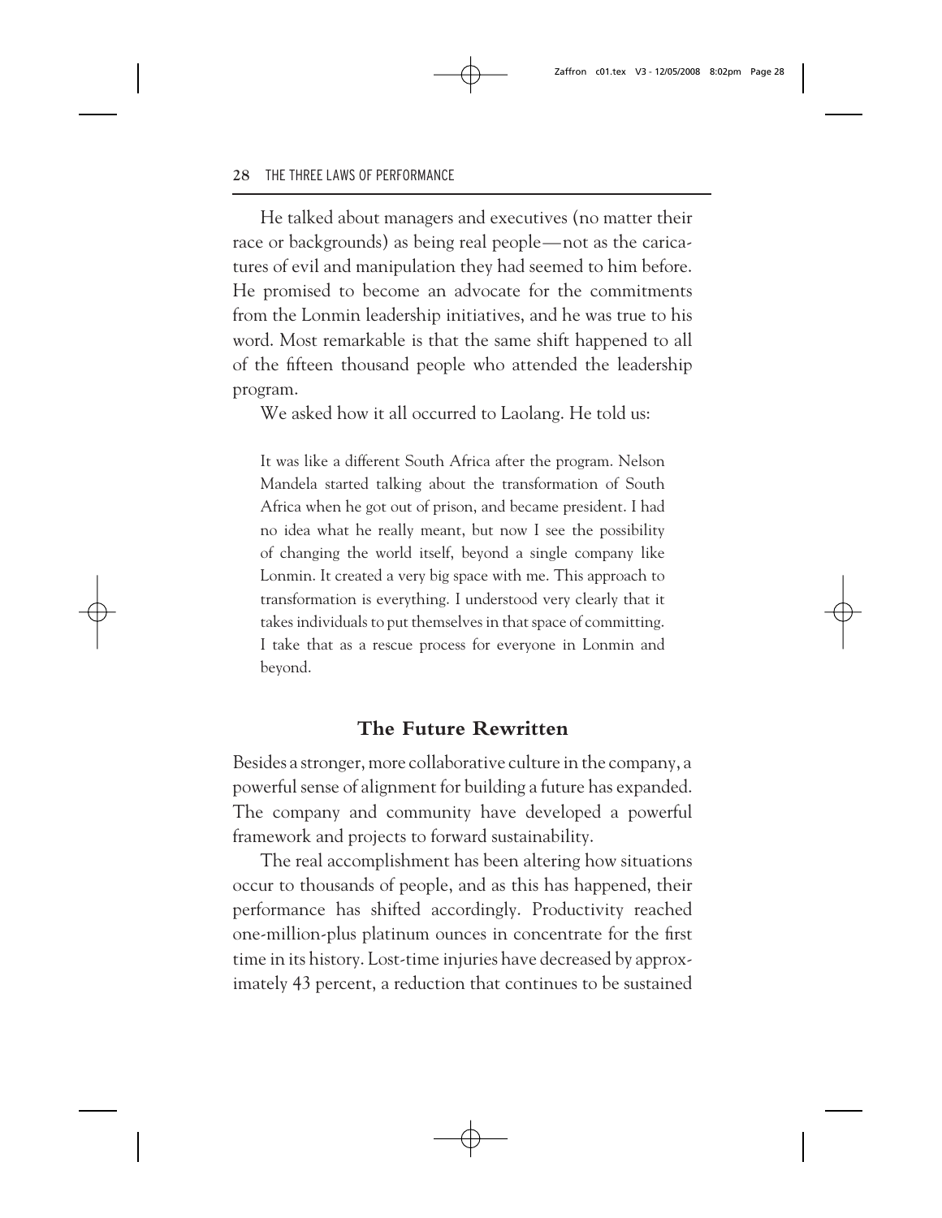He talked about managers and executives (no matter their race or backgrounds) as being real people—not as the caricatures of evil and manipulation they had seemed to him before. He promised to become an advocate for the commitments from the Lonmin leadership initiatives, and he was true to his word. Most remarkable is that the same shift happened to all of the fifteen thousand people who attended the leadership program.

We asked how it all occurred to Laolang. He told us:

> It was like a different South Africa after the program. Nelson Mandela started talking about the transformation of South Africa when he got out of prison, and became president. I had no idea what he really meant, but now I see the possibility of changing the world itself, beyond a single company like Lonmin. It created a very big space with me. This approach to transformation is everything. I understood very clearly that it takes individuals to put themselves in that space of committing. I take that as a rescue process for everyone in Lonmin and beyond.

## The Future Rewritten

Besides a stronger, more collaborative culture in the company, a powerful sense of alignment for building a future has expanded. The company and community have developed a powerful framework and projects to forward sustainability.

The real accomplishment has been altering how situations occur to thousands of people, and as this has happened, their performance has shifted accordingly. Productivity reached one-million-plus platinum ounces in concentrate for the first time in its history. Lost-time injuries have decreased by approximately 43 percent, a reduction that continues to be sustained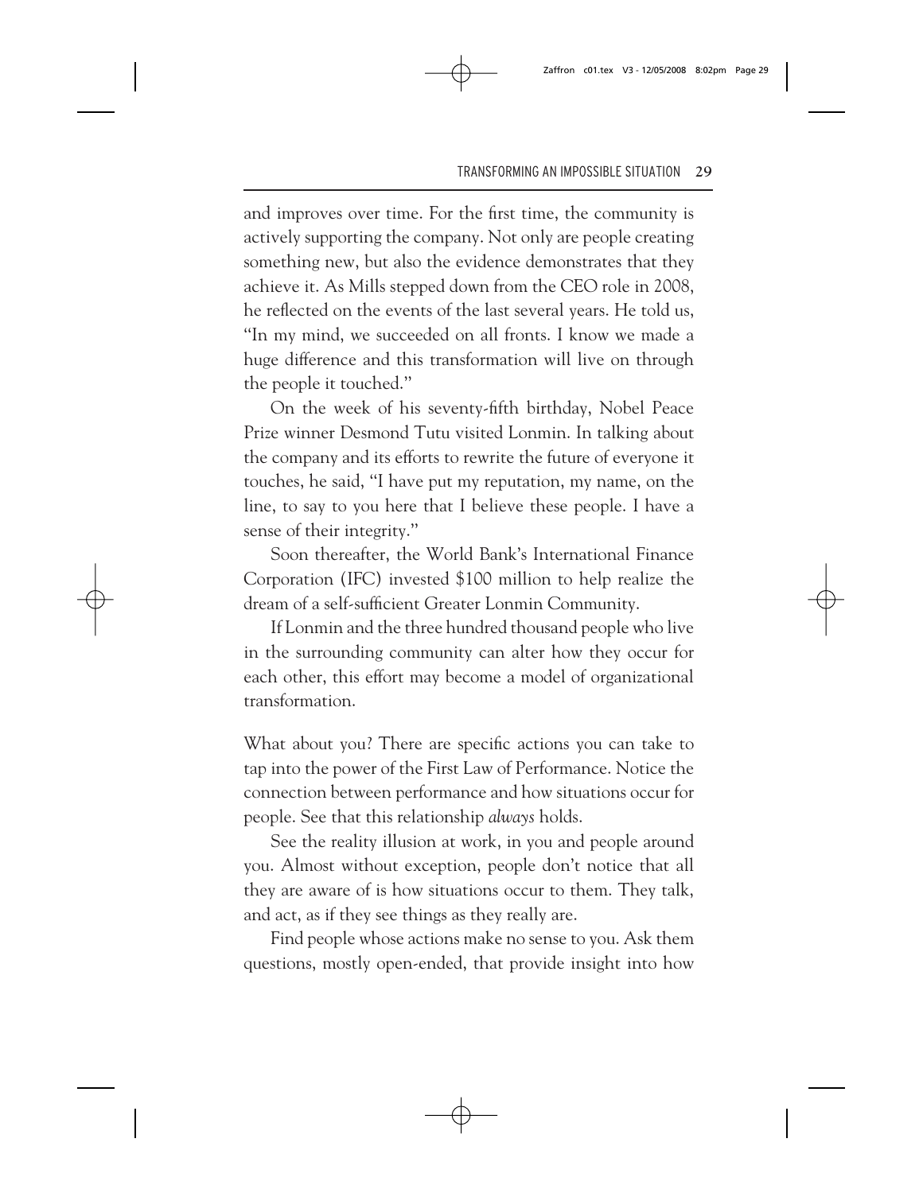and improves over time. For the first time, the community is actively supporting the company. Not only are people creating something new, but also the evidence demonstrates that they achieve it. As Mills stepped down from the CEO role in 2008, he reflected on the events of the last several years. He told us, "In my mind, we succeeded on all fronts. I know we made a huge difference and this transformation will live on through the people it touched."

On the week of his seventy-fifth birthday, Nobel Peace Prize winner Desmond Tutu visited Lonmin. In talking about the company and its efforts to rewrite the future of everyone it touches, he said, "I have put my reputation, my name, on the line, to say to you here that I believe these people. I have a sense of their integrity."

Soon thereafter, the World Bank's International Finance Corporation (IFC) invested $100 million to help realize the dream of a self-sufficient Greater Lonmin Community.

If Lonmin and the three hundred thousand people who live in the surrounding community can alter how they occur for each other, this effort may become a model of organizational transformation.

What about you? There are specific actions you can take to tap into the power of the First Law of Performance. Notice the connection between performance and how situations occur for people. See that this relationship *always* holds.

See the reality illusion at work, in you and people around you. Almost without exception, people don't notice that all they are aware of is how situations occur to them. They talk, and act, as if they see things as they really are.

Find people whose actions make no sense to you. Ask them questions, mostly open-ended, that provide insight into how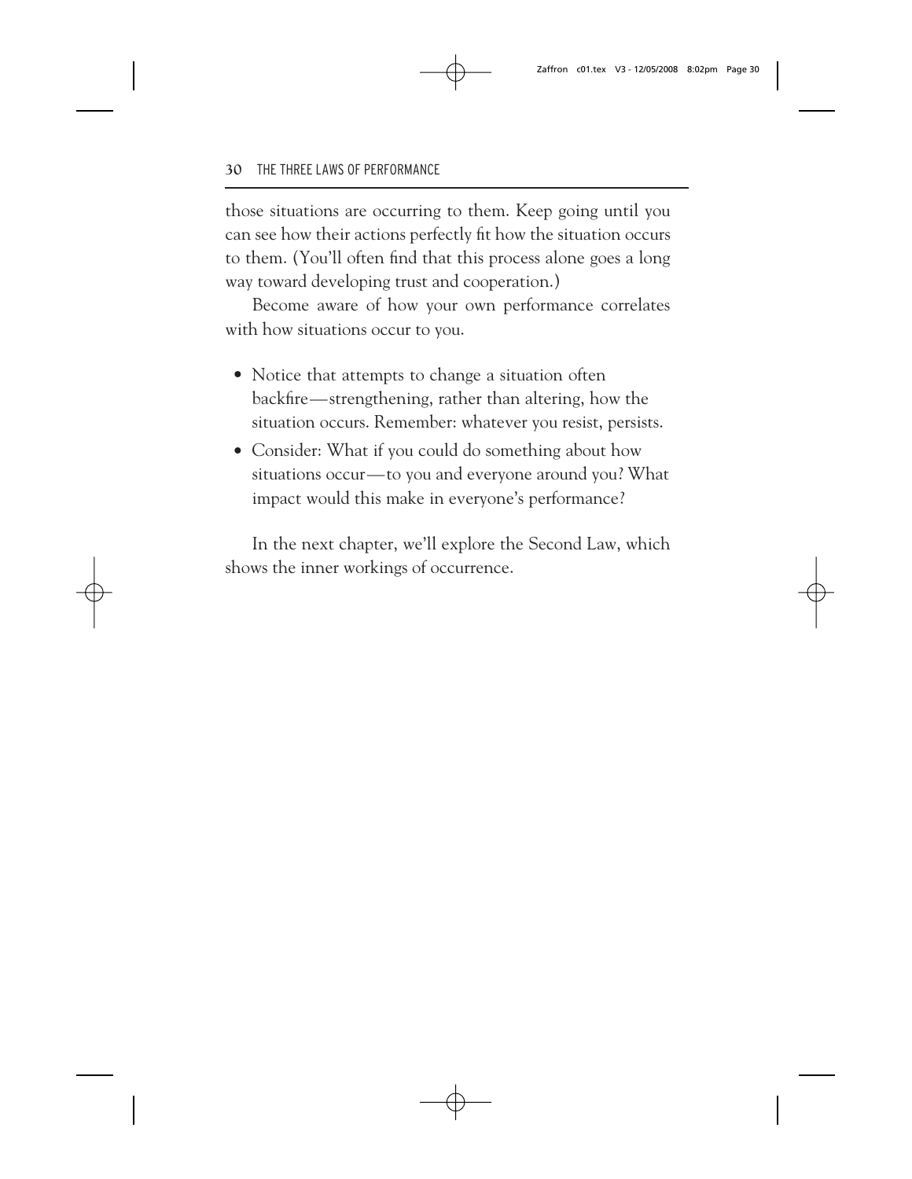those situations are occurring to them. Keep going until you can see how their actions perfectly fit how the situation occurs to them. (You'll often find that this process alone goes a long way toward developing trust and cooperation.)

Become aware of how your own performance correlates with how situations occur to you.

- Notice that attempts to change a situation often backfire—strengthening, rather than altering, how the situation occurs. Remember: whatever you resist, persists.
- Consider: What if you could do something about how situations occur—to you and everyone around you? What impact would this make in everyone's performance?

In the next chapter, we'll explore the Second Law, which shows the inner workings of occurrence.